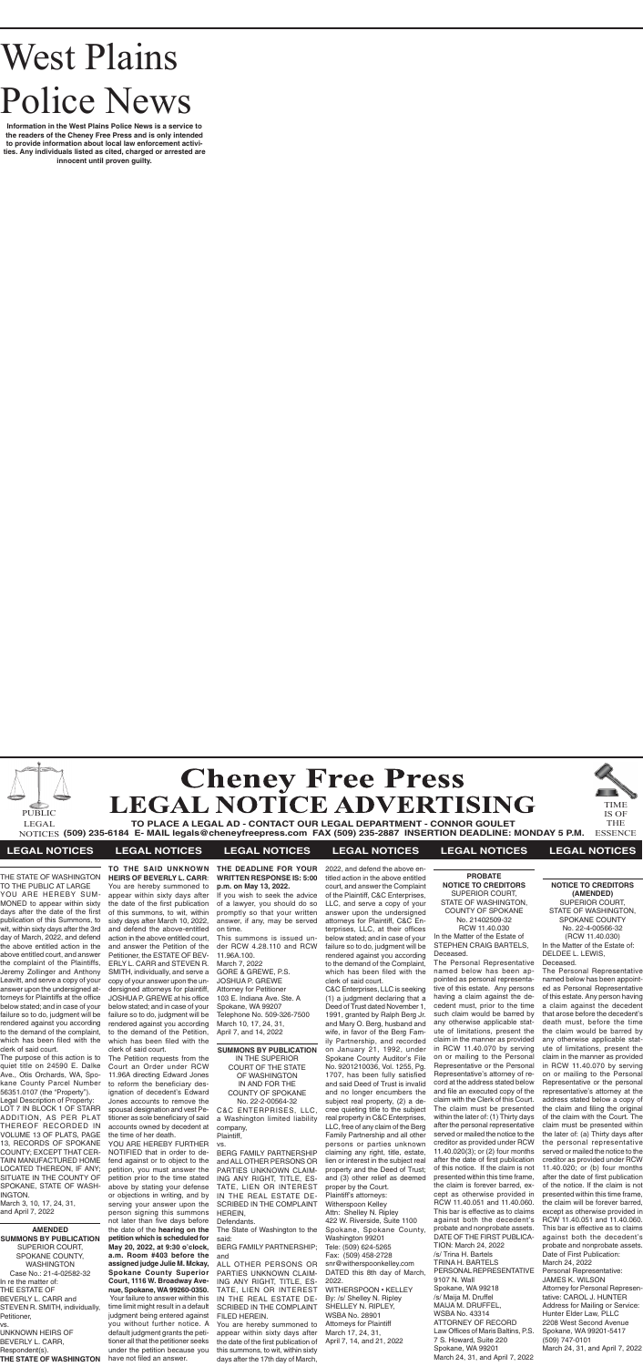# West Plains Police News

**Information in the West Plains Police News is a service to the readers of the Cheney Free Press and is only intended to provide information about local law enforcement activities. Any individuals listed as cited, charged or arrested are innocent until proven guilty.**

PUBLIC LEGAL NOTICES

# Cheney Free Press
# LEGAL NOTICE ADVERTISING

**TO PLACE A LEGAL AD - CONTACT OUR LEGAL DEPARTMENT - CONNOR GOULET**
**(509) 235-6184 E- MAIL legals@cheneyfreepress.com FAX (509) 235-2887 INSERTION DEADLINE: MONDAY 5 P.M.**

TIME IS OF THE ESSENCE

## LEGAL NOTICES

THE STATE OF WASHINGTON TO THE PUBLIC AT LARGE YOU ARE HEREBY SUMMONED to appear within sixty days after the date of the first publication of this Summons, to wit, within sixty days after the 3rd day of March, 2022, and defend the above entitled action in the above entitled court, and answer the complaint of the Plaintiffs, Jeremy Zollinger and Anthony Leavitt, and serve a copy of your answer upon the undersigned attorneys for Plaintiffs at the office below stated; and in case of your failure so to do, judgment will be rendered against you according to the demand of the complaint, which has been filed with the clerk of said court.

The purpose of this action is to quiet title on 24590 E. Dalke Ave., Otis Orchards, WA, Spokane County Parcel Number 56351.0107 (the "Property"). Legal Description of Property: LOT 7 IN BLOCK 1 OF STARR ADDITION, AS PER PLAT THEREOF RECORDED IN VOLUME 13 OF PLATS, PAGE 13, RECORDS OF SPOKANE COUNTY; EXCEPT THAT CERTAIN MANUFACTURED HOME LOCATED THEREON, IF ANY; SITUATE IN THE COUNTY OF SPOKANE, STATE OF WASHINGTON.

March 3, 10, 17, 24, 31, and April 7, 2022

**AMENDED SUMMONS BY PUBLICATION**
SUPERIOR COURT, SPOKANE COUNTY, WASHINGTON
Case No.: 21-4-02582-32
In re the matter of:
THE ESTATE OF BEVERLY L. CARR and STEVEN R. SMITH, individually,
Petitioner,
vs.
UNKNOWN HEIRS OF BEVERLY L. CARR,
Respondent(s).

**THE STATE OF WASHINGTON TO THE SAID UNKNOWN HEIRS OF BEVERLY L. CARR**: You are hereby summoned to appear within sixty days after the date of the first publication of this summons, to wit, within sixty days after March 10, 2022, and defend the above-entitled action in the above entitled court, and answer the Petition of the Petitioner, the ESTATE OF BEVERLY L. CARR and STEVEN R. SMITH, individually, and serve a copy of your answer upon the undersigned attorneys for plaintiff, JOSHUA P. GREWE at his office below stated; and in case of your failure so to do, judgment will be rendered according to the demand of the Petition, which has been filed with the clerk of said court.

The Petition requests from the Court an Order under RCW 11.96A directing Edward Jones to reform the beneficiary designation of decedent's Edward Jones accounts to remove the spousal designation and vest Petitioner as sole beneficiary of said accounts owned by decedent at the time of her death.

YOU ARE HEREBY FURTHER NOTIFIED that in order to defend against or to object to the petition, you must answer the petition prior to the time stated above by stating your defense or objections in writing, and by serving your answer upon the person signing this summons not later than five days before the date of the **hearing on the petition which is scheduled for May 20, 2022, at 9:30 o'clock, a.m. Room #403 before the assigned judge Julie M. Mckay, Spokane County Superior Court, 1116 W. Broadway Avenue, Spokane, WA 99260-0350.** Your failure to answer within this time limit might result in a default judgment being entered against you without further notice. A default judgment grants the petitioner all that the petitioner seeks under the petition because you have not filed an answer. **THE DEADLINE FOR YOUR WRITTEN RESPONSE IS: 5:00 p.m. on May 13, 2022.**

If you wish to seek the advice of a lawyer, you should do so promptly so that your written answer, if any, may be served on time.

This summons is issued under RCW 4.28.110 and RCW 11.96A.100.

March 7, 2022
GORE & GREWE, P.S.
JOSHUA P. GREWE
Attorney for Petitioner
103 E. Indiana Ave. Ste. A
Spokane, WA 99207
Telephone No. 509-326-7500
March 10, 17, 24, 31, April 7, and 14, 2022

**SUMMONS BY PUBLICATION**
IN THE SUPERIOR COURT OF THE STATE OF WASHINGTON IN AND FOR THE COUNTY OF SPOKANE
No. 22-2-00564-32
C&C ENTERPRISES, LLC, a Washington limited liability company,
Plaintiff,
vs.
BERG FAMILY PARTNERSHIP and ALL OTHER PERSONS OR PARTIES UNKNOWN CLAIMING ANY RIGHT, TITLE, ESTATE, LIEN OR INTEREST IN THE REAL ESTATE DESCRIBED IN THE COMPLAINT HEREIN,
Defendants.

The State of Washington to the said:
BERG FAMILY PARTNERSHIP; and
ALL OTHER PERSONS OR PARTIES UNKNOWN CLAIMING ANY RIGHT, TITLE, ESTATE, LIEN OR INTEREST IN THE REAL ESTATE DESCRIBED IN THE COMPLAINT FILED HEREIN.

You are hereby summoned to appear within sixty days after the date of the first publication of this summons, to wit, within sixty days after the 17th day of March, 2022, and defend the above entitled action in the above entitled court, and answer the Complaint of the Plaintiff, C&C Enterprises, LLC, and serve a copy of your answer upon the undersigned attorneys for Plaintiff, C&C Enterprises, LLC, at their offices below stated; and in case of your failure so to do, judgment will be rendered against you according to the demand of the Complaint, which has been filed with the clerk of said court.

C&C Enterprises, LLC is seeking (1) a judgment declaring that a Deed of Trust dated November 1, 1991, granted by Ralph Berg Jr. and Mary O. Berg, husband and wife, in favor of the Berg Family Partnership, and recorded on January 21, 1992, under Spokane County Auditor's File No. 9201210036, Vol. 1255, Pg. 1707, has been fully satisfied and said Deed of Trust is invalid and no longer encumbers the subject real property, (2) a decree quieting title to the subject real property in C&C Enterprises, LLC, free of any claim of the Berg Family Partnership and all other persons or parties unknown claiming any right, title, estate, lien or interest in the subject real property and the Deed of Trust; and (3) other relief as deemed proper by the Court.

Plaintiff's attorneys:
Witherspoon Kelley
Attn: Shelley N. Ripley
422 W. Riverside, Suite 1100
Spokane, Spokane County, Washington 99201
Tele: (509) 624-5265
Fax: (509) 458-2728
snr@witherspoonkelley.com
DATED this 8th day of March, 2022.
WITHERSPOON • KELLEY
By: /s/ Shelley N. Ripley
SHELLEY N. RIPLEY, WSBA No. 28901
Attorneys for Plaintiff
March 17, 24, 31, April 7, 14, and 21, 2022

**PROBATE NOTICE TO CREDITORS**
SUPERIOR COURT, STATE OF WASHINGTON, COUNTY OF SPOKANE
No. 21402509-32
RCW 11.40.030
In the Matter of the Estate of STEPHEN CRAIG BARTELS, Deceased.

The Personal Representative named below has been appointed as personal representative of this estate. Any persons having a claim against the decedent must, prior to the time such claim would be barred by any otherwise applicable statute of limitations, present the claim in the manner as provided in RCW 11.40.070 by serving on or mailing to the Personal Representative or the Personal Representative's attorney of record at the address stated below and file an executed copy of the claim with the Clerk of this Court. The claim must be presented within the later of: (1) Thirty days after the personal representative served or mailed the notice to the creditor as provided under RCW 11.40.020(3); or (2) four months after the date of first publication of this notice. If the claim is not presented within this time frame, the claim is forever barred, except as otherwise provided in RCW 11.40.051 and 11.40.060. This bar is effective as to claims against both the decedent's probate and nonprobate assets.

DATE OF THE FIRST PUBLICATION: March 24, 2022
/s/ Trina H. Bartels
TRINA H. BARTELS
PERSONAL REPRESENTATIVE
9107 N. Wall
Spokane, WA 99218
/s/ Maija M. Druffel
MAIJA M. DRUFFEL, WSBA No. 43314
ATTORNEY OF RECORD
Law Offices of Maris Baltins, P.S.
7 S. Howard, Suite 220
Spokane, WA 99201
March 24, 31, and April 7, 2022

**NOTICE TO CREDITORS (AMENDED)**
SUPERIOR COURT, STATE OF WASHINGTON, SPOKANE COUNTY
No. 22-4-00566-32
(RCW 11.40.030)
In the Matter of the Estate of: DELDEE L. LEWIS, Deceased.

The Personal Representative named below has been appointed as Personal Representative of this estate. Any person having a claim against the decedent that arose before the decedent's death must, before the time the claim would be barred by any otherwise applicable statute of limitations, present the claim in the manner as provided in RCW 11.40.070 by serving on or mailing to the Personal Representative or the personal representative's attorney at the address stated below a copy of the claim and filing the original of the claim with the Court. The claim must be presented within the later of: (a) Thirty days after the personal representative served or mailed the notice to the creditor as provided under RCW 11.40.020; or (b) four months after the date of first publication of the notice. If the claim is not presented within this time frame, the claim will be forever barred, except as otherwise provided in RCW 11.40.051 and 11.40.060. This bar is effective as to claims against both the decedent's probate and nonprobate assets.

Date of First Publication: March 24, 2022
Personal Representative: JAMES K. WILSON
Attorney for Personal Representative: CAROL J. HUNTER
Address for Mailing or Service: Hunter Elder Law, PLLC
2208 West Second Avenue
Spokane, WA 99201-5417
(509) 747-0101
March 24, 31, and April 7, 2022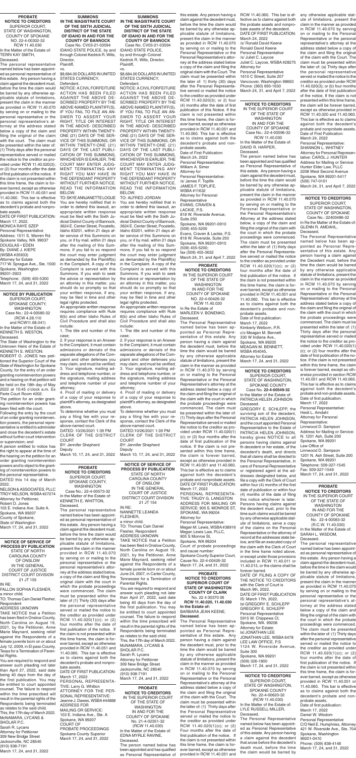## PROBATE NOTICE TO CREDITORS

SUPERIOR COURT, STATE OF WASHINGTON, COUNTY OF SPOKANE
NO. 22-4-00302-32
RCW 11.40.030

In the Matter of the Estate of: TERRI KAY SMITH, Deceased.

The personal representative named below has been appointed as personal representative of this estate. Any person having a claim against the decedent must, before the time the claim would be barred by any otherwise applicable statute of limitations, present the claim in the manner as provided in RCW 11.40.070 by serving on or mailing to the personal representative or the personal representative's attorney at the address stated below a copy of the claim and filing the original of the claim with the court. The claim must be presented within the later of: (1) Thirty days after the personal representative served or mailed the notice to the creditor as provided under RCW 11.40.020(3); or (2) four months after the date of first publication of the notice. If the claim is not presented within this time frame, the claim is forever barred, except as otherwise provided in RCW 11.40.051 and 11.40.060. This bar is effective as to claims against both the decedent's probate and nonprobate assets.

DATE OF FIRST PUBLICATION: March 17, 2022.

MONICA FAYE SZEP
Personal Representative
Address: 1511 S. Warren Rd.
Spokane Valley, WA 99037
DOUGLAS • EDEN
By: DIANE J. KIEPE
(WSBA #35933)
Attorney for Estate
717 W. Sprague Ave., Ste. 1500
Spokane, Washington 99201-3923
Telephone: (509) 455-5300

March 17, 24, and 31, 2022

## NOTICE BY PUBLICATION

SUPERIOR COURT, SPOKANE COUNTY, WASHINGTON
Case No.: 22-4-00580-32 (RCW 4.28.110 and RCW11.68.041)

In the Matter of the Estate of: KENNETH S. WESTON, Deceased.

The State of Washington to the Unknown Heirs of the Estate of KENNETH S. WESTON:

ROBERT O. JONES has petitioned the Superior Court of the State of Washington for Spokane County, for the entry of an order granting nonintervention powers and a hearing on that petition will be held on the 18th day of May 2022 at 10:45 o'clock a.m. Ex Parte Court Room #202.

The petition for an order granting nonintervention powers has been filed with the court.

Following the entry by the court of an order granting nonintervention powers, the personal representative is entitled to administer and close the decedent's estate without further court intervention or supervision; and

A person entitled to notice has the right to appear at the time of the hearing on the petition for an order granting nonintervention powers and to object to the granting of nonintervention powers to the personal representative.

DATED this 14 day of March 2022.

NELSON & ASSOCIATES, PLLC
TROY NELSON, WSBA #27274
Attorney for Petitioner,
Robert O. Jones
103 E. Indiana Ave. Suite A.
Spokane, WA 99207
County of Spokane,
State of Washington

March 17, 24, and 31, 2022

## NOTICE OF SERVICE OF PROCESS BY PUBLICATION

STATE OF NORTH CAROLINA COUNTY OF ONSLOW
IN THE GENERAL COURT OF JUSTICE DISTRICT COURT DIVISION
21 JT 155

IN RE:
FALLON SOPHIA FLESHER, a minor child.

TO: Thomas Cain Daniel Flesher, Respondent
ADDRESS UNKNOWN

TAKE NOTICE that a Petition has been filed in Onslow County, North Carolina on August 19, 2021, by the Petitioner, Anne Marie Maynard, seeking relief against the Respondents of a female juvenile born on or about July 12, 2009, in El Paso County, Texas for a Termination of Parental Rights.

You are required to respond and answer such pleading not later than April 27, 2022, said date being 40 days from the day of the first publication. You may be entitled to court appointed counsel. The failure to respond within the time prescribed will result in the parental rights of the Respondents being terminated as relates to the said child.

This, the 17th day of March 2022.

McNAMARA, LYCANS & SHOLAR P.C.
Sarah R. Lycans
Attorney for Petitioner
309 New Bridge Street
Jacksonville, NC 28540
(910) 938-7191

March 17, 24, and 31, 2022

## SUMMONS IN THE MAGISTRATE COURT OF THE SIXTH JUDICIAL DISTRICT OF THE STATE OF IDAHO IN AND FOR THE COUNTY OF BANNOCK

Case No. CV03-21-03594

IDAHO STATE POLICE, by and through Colonel Kedrick R. Wills, Director, Plaintiff,

vs.

$8,684.00 DOLLARS IN UNITED STATES CURRENCY, Defendant.

NOTICE: A CIVIL FORFEITURE ACTION HAS BEEN FILED AGAINST THE ABOVE DESCRIBED PROPERTY BY THE ABOVE-NAMED PLAINTIFF(S). IF YOU FAIL TO FILE AN ANSWER TO ASSERT YOUR RIGHT, TITLE OR INTEREST IN THE ABOVE- DESCRIBED PROPERTY WITHIN TWENTY-ONE (21) DAYS OF THE SERVICE OF THIS SUMMONS, OR WITHIN TWENTY-ONE (21) DAYS OF THE LAST PUBLICATION OF THIS SUMMONS, WHICHEVER IS EARLIER, THE COURT MAY ENTER JUDGMENT TERMINATING ANY RIGHT YOU MAY HAVE IN THE DEFENDANT PROPERTY WITHOUT FURTHER NOTICE. READ THE INFORMATION BELOW.

TO: SKYE ANNJANETTE LOGUE

You are hereby notified that in order to defend this lawsuit, an appropriate written response must be filed with the Sixth Judicial District Court of Bannock, 3624 E. Center Street, Pocatello, Idaho 83201, within 21 days after service of this Summons on you, or if by mail, within 21 days after the mailing of this Summons. If you fail to so respond the court may enter judgment as demanded by the Plaintiff(s) in the Complaint. A copy of the Complaint is served with this Summons. If you wish to seek the advice or representation by an attorney in this matter, you should do so promptly so that your written response, if any, may be filed in time and other legal rights protected.

An appropriate written response requires compliance with Rule 8(b) and other Idaho Rules of Civil Procedure and shall also include:

1. The title and number of this case;
2. If your response is an Answer to the Complaint, it must contain admissions or denials of the separate allegations of the Complaint and other defenses you may claim, and must be verified;
3. Your signature, mailing address and telephone number, or the signature, mailing address and telephone number of your attorney;
4. Proof of mailing or delivery of a copy of your response to plaintiff's attorney, as designated above.

To determine whether you must pay a filing fee with your response, contact the Clerk of the above-named court.

DATED: 10/26/2021 1:39 PM
CLERK OF THE DISTRICT COURT
BY: Jennifer Shepherd
Deputy

March 10, 17, 24, and 31, 2022

## PROBATE NOTICE TO CREDITORS

SUPERIOR COURT, SPOKANE COUNTY, WASHINGTON
Case No.: 22-4-00573-32

In the Matter of the Estate of: KENNETH E. WHITTON, Deceased.

The personal representative named below has been appointed as personal representative of this estate. Any person having a claim against the decedent must, before the time the claim would be barred by any otherwise applicable statute of limitations, present the claim in the manner as provided in RCW 11.40.070 by serving on or mailing to the personal representative or the personal representative's attorney at the address stated below, a copy of the claim and filing the original of the claim with the court in which the probate proceedings were commenced. The claim must be presented within the later of (1) Thirty (30) days after the personal representative served or mailed the notice to the creditor as provided under RCW 11.40.020(1)(c); or (2) four months after the date of first publication of the notice. If the claim is not presented within this time frame, the claim is forever barred, except as otherwise provided in RCW 11.40.051 and 11.40.060. This bar is effective as to claims against both the decedent's probate and nonprobate assets.

DATE OF FIRST PUBLICATION: March 17, 2022

PERSONAL REPRESENTATIVE: Larry G. Whitton
ATTORNEY FOR THE PERSONAL REPRESENTATIVE: Jeanne J. Dawes, WSBA #44888
ADDRESS FOR MAILING OR SERVICE: 103 E. Indiana Ave., Ste. A Spokane, WA 99207
COURT OF PROBATE PROCEEDINGS
Spokane County Superior

March 17, 24, and 31, 2022

## SUMMONS IN THE MAGISTRATE COURT OF THE SIXTH JUDICIAL DISTRICT OF THE STATE OF IDAHO IN AND FOR THE COUNTY OF BANNOCK

Case No. CV03-21-03594

IDAHO STATE POLICE, by and through Colonel Kedrick R. Wills, Director, Plaintiff,

vs.

$8,684.00 DOLLARS IN UNITED STATES CURRENCY, Defendant.

NOTICE: A CIVIL FORFEITURE ACTION HAS BEEN FILED AGAINST THE ABOVE DESCRIBED PROPERTY BY THE ABOVE-NAMED PLAINTIFF(S). IF YOU FAIL TO FILE AN ANSWER TO ASSERT YOUR RIGHT, TITLE OR INTEREST IN THE ABOVE- DESCRIBED PROPERTY WITHIN TWENTY-ONE (21) DAYS OF THE SERVICE OF THIS SUMMONS, OR WITHIN TWENTY-ONE (21) DAYS OF THE LAST PUBLICATION OF THIS SUMMONS, WHICHEVER IS EARLIER, THE COURT MAY ENTER JUDGMENT TERMINATING ANY RIGHT YOU MAY HAVE IN THE DEFENDANT PROPERTY WITHOUT FURTHER NOTICE. READ THE INFORMATION BELOW.

TO: ALFRED JORDAN

You are hereby notified that in order to defend this lawsuit, an appropriate written response must be filed with the Sixth Judicial District Court of Bannock, 3624 E. Center Street, Pocatello, Idaho 83201, within 21 days after service of this Summons on you, or if by mail, within 21 days after the mailing of this Summons. If you fail to so respond the court may enter judgment as demanded by the Plaintiff(s) in the Complaint. A copy of the Complaint is served with this Summons. If you wish to seek the advice or representation by an attorney in this matter, you should do so promptly so that your written response, if any, may be filed in time and other legal rights protected.

An appropriate written response requires compliance with Rule 8(b) and other Idaho Rules of Civil Procedure and shall also include:

1. The title and number of this case;
2. If your response is an Answer to the Complaint, it must contain admissions or denials of the separate allegations of the Complaint and other defenses you may claim, and must be verified;
3. Your signature, mailing address and telephone number, or the signature, mailing address and telephone number of your attorney;
4. Proof of mailing or delivery of a copy of your response to plaintiff's attorney, as designated above.

To determine whether you must pay a filing fee with your response, contact the Clerk of the above-named court.

DATED: 10/26/2021 1:39 PM
CLERK OF THE DISTRICT COURT
BY: Jennifer Shepherd
Deputy

March 10, 17, 24, and 31, 2022

## NOTICE OF SERVICE OF PROCESS BY PUBLICATION

STATE OF NORTH CAROLINA COUNTY OF ONSLOW
IN THE GENERAL COURT OF JUSTICE DISTRICT COURT DIVISION
21 JT 154

IN RE:
NANNETTE LEANDA FLESHER, a minor child.

TO: Thomas Cain Daniel Flesher, Respondent
ADDRESS UNKNOWN

TAKE NOTICE that a Petition has been filed in Onslow County, North Carolina on August 19, 2021, by the Petitioner, Anne Marie Maynard, seeking relief against the Respondents of a female juvenile born on or about June 24, 2007, in Carter County, Tennessee for a Termination of Parental Rights.

You are required to respond and answer such pleading not later than April 27, 2022, said date being 40 days from the day of the first publication. You may be entitled to court appointed counsel. The failure to respond within the time prescribed will result in the parental rights of the Respondents being terminated as relates to the said child.

This, the 17th day of March 2022.

McNAMARA, LYCANS & SHOLAR P.C.
Sarah R. Lycans
Attorney for Petitioner
309 New Bridge Street
Jacksonville, NC 28540
(910) 938-7191

March 17, 24, and 31, 2022

## PROBATE NOTICE TO CREDITORS

IN THE SUPERIOR COURT OF THE STATE OF WASHINGTON IN AND FOR THE COUNTY OF SPOKANE
No. 21-4-02051-32 (RCW 11.40.030)

In the Matter of the Estate of: EDNA MYRLE RAVINE, Deceased.

The person named below has been appointed and has qualified as Personal Representative of this estate. Any person having a claim against the decedent must, before the time the claim would be barred by any otherwise applicable statute of limitations, present the claim in the manner as provided in RCW 11.40.070 by serving on or mailing to the Personal Representative or the Personal Representative's attorney at the address stated below a copy of the claim and filing the original claim with the Court. The claim must be presented within the later of: 1) thirty (30) days after the Personal Representative served or mailed the notice to the creditor as provided under RCW 11.40.020(3); or 2) four (4) months after the date of first publication of this Notice. If the claim is not presented within this time frame, the claim is forever barred, except as otherwise provided in RCW 11.40.051 and 11.40.060. This bar is effective as to claims against both the decedent's probate and nonprobate assets.

Date of First Publication: March 24, 2022

Personal Representative: William A. Simer
Attorney for Personal Representative: /s/ James F. Topliffe
JAMES F. TOPLIFE, WSBA #11632
Attorney for Personal Representative
EVANS, CRAVEN & LACKIE, P.S.
818 W. Riverside Avenue, Suite 250
Spokane, WA 99201-0910
(509) 455-5200
Evans, Craven & Lackie, P.S.
818 W. Riverside, Suite 250
Spokane, WA 99201-0910
(509) 455-5200;
fax (509) 455-3632

March 24, 31, and April 7, 2022

## PROBATE NOTICE TO CREDITORS

IN THE SUPERIOR COURT OF THE STATE OF WASHINGTON IN AND FOR THE COUNTY OF SPOKANE
NO. 22-4-00426-32
RCW 11.40.030

In Re the Estate of MARLEEN V. BONENKO, Deceased.

The Personal Representative named below has been appointed as Personal Representative of this estate. Any person having a claim against the decedent must, before the time the claim would be barred by any otherwise applicable statute of limitations, present the claim in the manner as provided in RCW 11.40.070 by serving on or mailing to the Personal Representative or the Personal Representative's attorney at the address stated below a copy of the claim and filing the original of the claim with the court in which the probate proceedings were commenced. The claim must be presented within the later of: (1) Thirty days after the Personal Representative served or mailed the notice to the creditor as provided under RCW 11.40.020(1)(c); or (2) four months after the date of first publication of the notice. If the claim is not presented within this time frame, the claim is forever barred, except as otherwise provided in RCW 11.40.051 and 11.40.060. This bar is effective as to claims against both the decedent's probate and nonprobate assets.

DATE OF FIRST PUBLICATION: March 17, 2022

PERSONAL REPRESENTATIVE: TRUDY G. LANGSTON
ADDRESS FOR MAILING OR SERVICE: 905 S. MONROE ST, SPOKANE, WA 99204
Attorney for Personal Representative: Megan M. Lewis, WSBA #38916
Megan Lewis Law, PLLC
905 S Monroe St.
Spokane, WA 99204
Court of probate proceedings and cause number: Spokane County Superior Court, Cause No. 22-4-00426-32

March 17, 24, and 31, 2022

## PROBATE NOTICE TO CREDITORS SUPERIOR COURT OF STATE OF WASHINGTON COUNTY OF CLARK

No. 22 4 00370 06
**RCW 11.40.020, 11.40.030**

**In the Estate of:** BARBARA JEAN KEENE, **Deceased.**

The Personal Representative named below has been appointed as Personal Representative of this estate. Any person having a claim against the decedent must, prior to the time the claim would be barred by any otherwise applicable statute of limitations, present the claim in the manner as provided in RCW 11.40.070 by serving on or mailing to the Personal Representative or the Personal Representative's attorney at the address stated below a copy of the claim and filing the original of the claim with the Court. The claim must be presented within the later of: (1) Thirty days after the Personal Representative served or mailed the notice to the creditor as provided under RCW 11.40.020(1)(c); or (2) Four months after the date of first publication of the notice. If the claim is not presented within this time frame, the claim is forever barred, except as otherwise provided in RCW 11.40.051 and RCW 11.40.060. This bar is effective as to claims against both the probate assets and nonprobate assets of the decedent.

DATE OF FIRST PUBLICATION: March 24, 2022

/s/ Ronald David Keene
Ronald David Keene
Personal Representative
/s/ Juliet C. Laycoe
Juliet C. Laycoe, WSBA #28275
Attorney for Personal Representative
1610 C Street, Suite 207
Vancouver, Washington 98663
Phone: (360) 693-1630

March 24, 31, and April 7, 2022

## NOTICE TO CREDITORS

IN THE SUPERIOR COURT OF THE STATE OF WASHINGTON IN AND FOR THE COUNTY OF SPOKANE
Case No.: 22-4-00596-32
RCW 11.40.030

In the Matter of the Estate of: DAVID R. HARPER, Deceased.

The person named below has been appointed and has qualified as Personal Representative of this estate. Any person having a claim against the decedent must, before the time the claim would be barred by any otherwise applicable statute of limitations, present the claim in the manner as provided in RCW 11.40.070 by serving on or mailing to the Personal Representative or the Personal Representative's attorney at the address stated below, a copy of the claim and filing the original of the claim with the court in which the probate proceedings were commenced. The claim must be presented within the later of: (1) thirty days after the Personal Representative served or mailed the notice to the creditor as provided under RCW 11.40.020(1)(c); or (2) four months after the date of first publication of the notice. If the claim is not presented within this time frame, the claim is forever barred, except as otherwise provided in RCW 11.40.051 and 11.40.060. This bar is effective as to claims against both the decedent's probate and nonprobate assets.

Date of first publication: March 17, 2022

Kimberly Welborn, P.R.
c/o Meagan M. Bennett
330 W Indiana Ave.,
Spokane, WA 99205
MEAGAN M. BENNETT, WSBA #54045,
Attorney for Estate

March 17, 24, and 31, 2022

## NOTICE TO CREDITORS

SUPERIOR COURT, STATE OF WASHINGTON, SPOKANE COUNTY
Case No. **22-4-00549-32**

In the Matter of the Estate of: PATRICIA HELEN JOHNSON Deceased.

GREGORY E. SCHLEPP, the surviving son of the decedent, PATRICIA HELEN JOHNSON, and the court appointed Personal Representative to the Estate of PATRICIA HELEN JOHNSON, hereby gives NOTICE to all persons having claims against the decedent or her estate, of the decedent's death, and directs that all claims shall be directed to the Personal Representative, in care of Personal Representative or registered agent at the addresses designated below, and file a copy with the Clerk of Court within four (4) months of the first date of publication or within four (4) months of the date of filing this notice whichever is later. Persons having claims against the decedent must, prior to the time such claims would be barred by any otherwise applicable statute of limitations, serve a copy of the claims on the Personal Representative or the attorney of record at the addresses state below, and file an executed copy of the claim with the Clerk of Court in the time frame noted above, or except under those provisions included in RCW 11.40.011 or 11.40.013, or the claims shall be forever barred.

DATE OF FILING A COPY OF THE NOTICE TO CREDITORS with the Clerk of Court is March 9th, 2022.

DATE OF FIRST PUBLICATION IS: March 17th, 2022.

Isl GREGORY E. SCHLEPP
GREGORY E. SCHLEPP
Personal Representative
5915 W. Chippewa Ct.
Spokane, WA. 99208
Attorney for Estate:
Isl JONATHAN LEE
JONATHAN LEE, WSBA 6478
LEE LAW OFFICE, P.S
1124 W. Riverside Avenue, Suite 300
Spokane, WA 99201
(509) 326-1800

March 17, 24, and 31, 2022

## NOTICE TO CREDITORS

SUPERIOR COURT, STATE OF WASHINGTON, SPOKANE COUNTY
No. 22-4-00620-32 (RCW 11.40.030)

In the Matter of the Estate of: LYLE RUSSELL MILLER, Deceased.

The Personal Representative named below has been appointed as Personal Representative of this estate. Any person having a claim against the decedent that arose before the decedent's death must, before the time the claim would be barred by any otherwise applicable statute of limitations, present the claim in the manner as provided in RCW 11.40.070 by serving on or mailing to the Personal Representative or the personal representative's attorney at the address stated below a copy of the claim and filing the original of the claim with the court. The claim must be presented within the later of: (a) Thirty days after the personal representative served or mailed the notice to the creditor as provided under RCW 11.40.020(3); or (b) four months after the date of first publication of the notice. If the claim is not presented within this time frame, the claim will be forever barred, except as otherwise provided in RCW 11.40.020 and 11.40.060. This bar is effective as to claims against both the decedent's probate and nonprobate assets.

Date of First Publication: March 24, 2022

Personal Representative: SHANNON L. WHITNEY
Attorney for Personal Representative: CAROL J. HUNTER
Address for Mailing or Service: Hunter Elder Law, PLLC
2208 West Second Avenue
Spokane, WA 99201-5417
(509) 747-0101

March 24, 31, and April 7, 2022

## NOTICE TO CREDITORS

SUPERIOR COURT, STATE OF WASHINGTON, COUNTY OF SPOKANE
Case No.: 22400486-32

In Re the Matter of the Estate of: GLENN R. AMDAHL, Deceased.

The Personal Representative named below has been appointed as Personal Representative of this estate. Any person having a claim against the Decedent must, before the time the claim would be barred by any otherwise applicable statute of limitations, present the claim in the manner as provided in RCW 11.40.070 by serving on or mailing to the Personal Representative or the Personal Representatives' attorney at the address stated below a copy of the claim and filing the original of the claim with the court in which the probate proceedings were commenced. The claim must be presented within the later of: (1) Thirty days after the personal representative served or mailed the notice to the creditor as provided under RCW 11.40.020(1)(c); or (2) four months after the date of first publication of the notice. If the claim is not presented within this time frame, the claim is forever barred, except as otherwise provided in section RCW 11.40.051 and RCW 11.40.060. This bar is effective as to claims against both the decedent's probate and non-probate assets.

Date of first publication: March 17, 2022

Personal Representative: Heidi L. Amdahl
Attorney for Personal Representative: Linnwood D. Sampson
Address for Mailing or Service: N. 1201 Ash, Suite 200
Spokane, WA 99201
Law Office of Linnwood D. Sampson
1201 N. Ash Street, Suite 200
Spokane, WA 99201
Telephone: 509-327-1545
Fax: 509-327-1549

March 17, 24, and 31, 2022

## PROBATE NOTICE TO CREDITORS

IN THE SUPERIOR COURT OF THE STATE OF WASHINGTON IN AND FOR THE COUNTY OF SPOKANE
No. 22-4-00583-32 (R.C.W. 11.40.030)

In the Matter of the Estate of SARAH L. WISDOM, Deceased.

The personal representative named below has been appointed as personal representative of this estate. Any person having a claim against the decedent must, before the time the claim would be barred by any otherwise applicable statute of limitations, present the claim in the manner as provided in RCW 11.40.070 by serving on or mailing to the personal representative or the personal representative's attorney at the address stated below a copy of the claim and filing the original of the claim with the court in which the probate proceedings were commenced. The claim must be presented within the later of: (1) Thirty days after the personal representative served or mailed the notice to the creditor as provided under RCW 11.40.020(1)(c); or (2) four months after the date of first publication of the notice. If the claim is not presented within this time frame, the claim is forever barred, except as otherwise provided in RCW 11.40.051 or 11.40.060. This bar is effective as to claims against both the decedent's probate and nonprobate assets.

Date of first publication: March 17, 2022

Daniel W. Wisdom
Personal Representative
C/O Neil E. Humphries, Attorney
421 W. Riverside Ave., Ste. 704
Spokane, Washington 99201-0410
Phone: (509) 838-4148

March 17, 24, and 31, 2022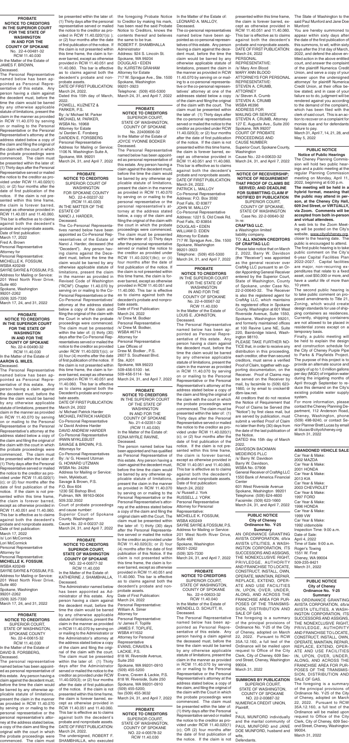**PROBATE NOTICE TO CREDITORS IN THE SUPERIOR COURT FOR THE STATE OF WASHINGTON IN AND FOR THE COUNTY OF SPOKANE**

No. 22-4-00481-32
RCW 11.40.030

In the Matter of the Estate of JAMES F. BROWN, Deceased.

The Personal Representative named below has been appointed as Personal Representative of this estate. Any person having a claim against the decedent must, before the time the claim would be barred by any otherwise applicable statute of limitations, present the claim in the manner as provided in RCW 11.40.070 by serving on or mailing to the Personal Representative or the Personal Representative's attorney at the address stated below a copy of the claim and filing the original of the claim with the court in which the probate proceedings were commenced. The claim must be presented within the later of: (1) Thirty days after the Personal Representative served or mailed the notice to the creditor as provided under RCW 11.40.020(1)(c); or (2) four months after the date of first publication of the notice. If the claim is not presented within this time frame, the claim is forever barred, except as otherwise provided in RCW 11.40.051 and 11.40.060. This bar is effective as to claims against both the decedent's probate and nonprobate assets.

Date of first publication: March 17, 2022

Fred A. Brown
Personal Representative
Attorney for
Personal Representative:
MICHELLE K. FOSSUM,
WSBA #20249
SAYRE SAYRE & FOSSUM, P.S.
Address for Mailing or Service:
201 West North River Drive, Suite 460
Spokane, Washington 99201-2262
(509) 325-7330

March 17, 24, and 31, 2022

**PROBATE NOTICE TO CREDITORS IN THE SUPERIOR COURT FOR THE STATE OF WASHINGTON IN AND FOR THE COUNTY OF SPOKANE**

No. 22-4-00490-32
RCW 11.40.030

In the Matter of the Estate of **AARON G. MILES**, Deceased.

The Personal Representative named below has been appointed as Personal Representative of this estate. Any person having a claim against the decedent must, before the time the claim would be barred by any otherwise applicable statute of limitations, present the claim in the manner as provided in RCW 11.40.070 by serving on or mailing to the Personal Representative or the Personal Representative's attorney at the address stated below a copy of the claim and filing the original of the claim with the court in which the probate proceedings were commenced. The claim must be presented within the later of: (1) Thirty days after the Personal Representative served or mailed the notice to the creditor as provided under RCW 11.40.020(1)(c); or (2) four months after the date of first publication of the notice. If the claim is not presented within this time frame, the claim is forever barred, except as otherwise provided in RCW 11.40.051 and 11.40.060. This bar is effective as to claims against both the decedent's probate and nonprobate assets.

Date of first publication: March 17, 2022

/s/ Lori McCormick
Lori McCormick
Personal Representative
Attorney for
Personal Representative:
**MICHELLE K. FOSSUM**,
WSBA #20249
SAYRE SAYRE & FOSSUM, P.S.
Address for Mailing or Service:
201 West North River Drive, Suite 460
Spokane, Washington 99201-2262
(509) 325-7330

March 17, 24, and 31, 2022

**PROBATE NOTICE TO CREDITORS**

SUPERIOR COURT, STATE OF WASHINGTON, SPOKANE COUNTY
No. 22-4-00615-32
RCW 11.40.030

In the Matter of the Estate of DAVID B. FORSBERG, Deceased.

The personal representative named below has been appointed as personal representative of this estate. Any person having a claim against the decedent must, before the time the claim would be barred by any otherwise applicable statute of limitations, present the claim in the manner as provided in RCW 11.40.070 by serving on or mailing to the personal representative or the personal representative's attorney at the address stated below, a copy of the claim and filing the original with the court in which the probate proceedings were commenced. The claim must be presented within the later of: (1) Thirty days after the personal representative served or mailed the notice to the creditor as provided under RCW 11.40.020(1)(c) or (2) four months after the date of first publication of the notice. If the claim is not presented within this time frame, the claim is forever barred, except as otherwise provided in RCW 11.40.051 and 11.40.060. This bar is effective as to claims against both the decedent's probate and nonprobate assets.

DATE OF FIRST PUBLICATION: March 24, 2022.

Dated this 15th day of March, 2022.

POWELL, KUZNETZ & PARKER, P.S.
By: /s/ Michael M. Parker
MICHAEL M. PARKER, WSBA No. 16968
Attorney for Estate
/s/ Darden E. Forsberg
DARDEN E. FORSBERG
Personal Representative
Address for Mailing or Service:
1106 N. Washington Suite A,
Spokane, WA 99201

March 24, 31, and April 7, 2022

**PROBATE NOTICE TO CREDITORS**

SUPERIOR COURT OF WASHINGTON FOR SPOKANE COUNTY
NO. 22-4-00237-32
(RCW 11.40.030)

IN THE MATTER OF THE ESTATE OF NANCI J. HARDER, Deceased.

The Co-Personal Representatives named below have been appointed as Co-Personal Representatives of the Estate of Nanci J. Harder, deceased (the "Decedent"). Any person having claims against the Decedent must, before the time the claim would be barred by any otherwise applicable statute of limitations, present the claim in the manner as provided in Revised Code of Washington ("RCW") Chapter 11.40.070 by serving on or mailing to the Co-Personal Representatives or the Co-Personal Representatives' attorney at the address stated below a copy of the claim and filing the original of the claim with the Court in which the probate proceedings were commenced. The claim must be presented within the later of: (i) thirty (30) days after the Co-Personal Representatives served or mailed the notice to the creditor as provided under RCW 11.40.020(1)(c); or (ii) four (4) months after the date of first publication of the notice. If the claim is not presented within this time frame, the claim is forever barred, except as otherwise provided in RCW 11.40.051 and 11.40.060. This bar is effective as to claims against both the Decedent's probate and nonprobate assets.

DATE OF FIRST PUBLICATION: March 24, 2022

/s/ Michael Patrick Harder
MICHAEL PATRICK HARDER
Co-Personal Representative
/s/ David Andrew Harder
DAVID ANDREW HARDER
Co-Personal Representative
IRWIN MYKLEBUST SAVAGE & BROWN, P.S.
Attorneys for
Co-Personal Representatives
By: /s/ G. Howard Utzman
G. HOWARD UTZMAN
WSBA No. 24284
Address of Mailing or Service:
Irwin, Myklebust, Savage & Brown, P.S.
P.O. Box 604
1230 SE Bishop Blvd.
Pullman, WA 99163-0604
509.332.3502
Court of probate proceedings and cause number:
Superior Court of Spokane County, Washington
Cause No. 22-4-00237-32

March 24, 31, and April 7, 2022

**PROBATE NOTICE TO CREDITORS SUPERIOR COURT, STATE OF WASHINGTON COUNTY OF SPOKANE**

NO. 22-4-00577-32
RCW 11.40.030

In the Matter of the Estate of: KATHERINE J. SHAMBHALLA, Deceased.

The Administrator named below has been appointed as Administrator of this estate. Any person having a claim against the decedent must, before the time the claim would be barred by any otherwise applicable statute of limitations, present the claim in the manner as provided in RCW 11.40.070 by serving on or mailing to the Administrator or the Administrator's attorney at the address stated below a copy of the claim and filing the original of the claim with the court. The claim must be presented within the later of: (1) Thirty days after the Administrator served or mailed the notice to the creditor as provided under RCW 11.40.020(3); or (2) four months after the date of first publication of the notice. If the claim is not presented within this time frame, the claim is forever barred, except as otherwise provided in RCW 11.40.051 and 11.40.060. This bar is effective as to claims against both the decedent's probate and nonprobate assets.

DATE OF FIRST PUBLICATION: March 24, 2022.

The undersigned, ROBERT F. SHAMBHALLA, who executed the foregoing Probate Notice to Creditor by making his mark, has been read the said Probate Notice to Creditors, knows the contents thereof and believes the same to be true.

ROBERT F. SHAMBHALLA
Administrator
Address: 924 S. Lincoln St.
Spokane, WA 99204
DOUGLAS • EDEN
By: KJIRSTIN GRAHAM
Attorney for Estate
717 W. Sprague Ave., Ste. 1500
Spokane, Washington 99201-3923
Telephone: (509) 455-5300

March 24, 31, and April 7, 2022

**PROBATE NOTICE TO CREDITORS**

SUPERIOR COURT, STATE OF WASHINGTON, COUNTY OF SPOKANE
No. 22400606-32

In the Matter of the Estate of JOYCE YVONNE BODKER Deceased.

The Personal Representative named below has been appointed as personal representative of this estate. Any person having a claim against the decedent must, before the time the claim would be barred by any otherwise applicable statute of limitations, present the claim in the manner as provided in RCW 11.40.070 by serving on or mailing to the personal representative or the personal representative's attorney at the address stated below, a copy of the claim and filing the original of the claim with the court in which the probate proceedings were commenced. The claim must be presented within the later of: (i) Thirty days after the Personal Representative served or mailed the notice to the creditor as provided under RCW 11.40.020(1)(c); or (ii) four months after the date of first publication of the notice. If the claim is not presented within this time frame, the claim is forever barred, except as otherwise provided in RCW 11.40.051 and 11.40.060. This bar is effective as to claims against both the decedent's probate and nonprobate assets.

Date of First Publication: March 24, 2022

/s/ Drew M. Bodker
Personal Representative
/s/ Drew M. Bodker,
WSBA #6714
Attorney for
Personal Representative
Law Offices of
Drew M. Bodker , P.S.
2607 S. Southeast Blvd.
Ste. A201
Spokane, WA 99223
509-456-5100 · tel.
509-456-5114 · fax

March 24, 31, and April 7, 2022

**PROBATE NOTICE TO CREDITORS**

IN THE SUPERIOR COURT OF THE STATE OF WASHINGTON IN AND FOR THE COUNTY OF SPOKANE
No. 21-4-02351-32
(RCW 11.40.030)

In the Matter of the Estate of: EDNA MYRLE RAVINE, Deceased.

The person named below has been appointed and has qualified as Personal Representative of this estate. Any person having a claim against the decedent must, before the time the claim would be barred by any otherwise applicable statute of limitations, present the claim in the manner as provided in RCW 11.40.070 by serving on or mailing to the Personal Representative or the Personal Representative's attorney at the address stated below a copy of the claim and filing the original claim with the Court. The claim must be presented within the later of: (1) thirty (30) days after the Personal Representative served or mailed the notice to the creditor as provided under RCW 11.40.020(3); or (2) four (4) months after the date of first publication of this Notice. If the claim is not presented within this time frame, the claim is forever barred, except as otherwise provided in RCW 11.40.051 and 11.40.060. This bar is effective as to claims against both the decedent's probate and nonprobate assets.

Date of First Publication: March 24, 2022

Personal Representative:
William A. Simer
Attorney for
Personal Representative:
/s/ James F. Topliff
JAMES F. TOPLIFF,
WSBA #11632
Attorney for Personal Representative
EVANS, CRAVEN & LACKIE, P.S.
818 W. Riverside Avenue, Suite 250
Spokane, WA 99201-0910
(509) 455-5200
Evans, Craven & Lackie, P.S.
818 W. Riverside, Suite 250
Spokane, WA 99201-0910
(509) 455-5200;
fax (509) 455-3632

March 24, 31, and April 7, 2022

**PROBATE NOTICE TO CREDITORS**

SUPERIOR COURT, STATE OF WASHINGTON, COUNTY OF SPOKANE
NO. 22-4-00578-32
RCW 11.40.030

In the Matter of the Estate of: LEONARD A. MALLOY, Deceased.

The co-personal representatives named below have been appointed as co-personal representatives of this estate. Any person having a claim against the decedent must, before the time the claim would be barred by any otherwise applicable statute of limitations, present the claim in the manner as provided in RCW 11.40.070 by serving on or mailing to a co-personal representative or the co-personal representatives' attorney at one of the addresses stated below a copy of the claim and filing the original of the claim with the court. The claim must be presented within the later of: (1) Thirty days after the co-personal representatives served or mailed the notice to the creditor as provided under RCW 11.40.020(3); or (2) four months after the date of first publication of the notice. If the claim is not presented within this time frame, the claim is forever barred, except as otherwise provided in RCW 11.40.051 and 11.40.060. This bar is effective as to claims against both the decedent's probate and nonprobate assets. DATE OF FIRST PUBLICATION: March 24, 2022.

PATRICK L. MALLOY
Co-Personal Representative
Address: P.O. Box 3592
Post Falls, ID 83877
JOHN W. MALLOY
Co-Personal Representative
Address: 1221 S. Old Creek Rd.
Post Falls, ID 83854
DOUGLAS • EDEN
WILLIAM D. EDEN
Attorney for Estate
717 W. Sprague Ave., Ste. 1500
Spokane, Washington 99201-3923
Telephone: (509) 455-5300

March 24, 31, and April 7, 2022

**PROBATE NOTICE TO CREDITORS**

IN THE SUPERIOR COURT FOR THE STATE OF WASHINGTON IN AND FOR THE COUNTY OF SPOKANE
No. 22-4-00567-32
RCW 11.40.030

In the Matter of the Estate of LOUIS E. JOHNSTON, Deceased.

The Personal Representative named below has been appointed as Personal Representative of this estate. Any person having a claim against the decedent must, before the time the claim would be barred by any otherwise applicable statute of limitations, present the claim in the manner as provided in RCW 11.40.070 by serving on or mailing to the Personal Representative or the Personal Representative's attorney at the address stated below a copy of the claim and filing the original of the claim with the court in which the probate proceedings were commenced. The claim must be presented within the later of: (1) Thirty days after the Personal Representative served or mailed the notice to the creditor as provided under RCW 11.40.020(1)(c); or (2) four months after the date of first publication of the notice. If the claim is not presented within this time frame, the claim is forever barred, except as otherwise provided in RCW 11.40.051 and 11.40.060. This bar is effective as to claims against both the decedent's probate and nonprobate assets.

Date of first publication: March 24, 2022

/s/ Russell J. York
RUSSELL J. YORK
Personal Representative
Attorney for Personal Representative:
MICHELLE K. FOSSUM,
WSBA #20249
SAYRE SAYRE & FOSSUM, P.S.
Address for Mailing or Service:
201 West North River Drive, Suite 460
Spokane, Washington 99201-2262
(509) 325-7330

March 24, 31, and April 7, 2022

**PROBATE NOTICE TO CREDITORS**

SUPERIOR COURT, STATE OF WASHINGTON, COUNTY OF SPOKANE
No. 22-4-00633-32
RCW 11.40.040

In the Matter of the Estate of WENDELL D. SCHUTT, III, Deceased.

The Personal Representative named below has been appointed as Personal Representative of this estate. Any person having a claim against the deceased must, before the time the claim would be barred by any otherwise applicable statute of limitations, present the claim in the manner as provided in RCW 11.40.070 by serving on or mailing to the Personal Representative or the Personal Representative's attorney at the address stated below, a copy of the claim, and filing the original of the claim with the Court in which the probate proceedings were commenced. The claim must be presented within the later of: (1) thirty days after the Personal Representative served or mailed the notice to the creditor as provided under RCW 11.40.020(1)(c); OR (2) four months after the date of first publication of the notice. If the claim is not presented within this time frame, the claim is forever barred, except as otherwise provided in RCW 11.40.051 and 11.40.060. This bar is effective as to claims against both the decedent's probate and nonprobate assets. DATE OF FIRST PUBLICATION: March 24, 2022

PERSONAL REPRESENTATIVE:
/s/ Mary Ann Blood
MARY ANN BLOOD
ATTORNEYS FOR PERSONAL REPRESENTATIVE:
STEVEN A. CRUMB, ATTORNEY
/s/ Steven A. Crumb
STEVEN A. CRUMB
WSBA #6396
ADDRESS FOR MAILING OR SERVICE
STEVEN A. CRUMB, Attorney
127 E. Augusta Ave., Suite 200
Spokane, WA 99207
COURT OF PROBATE PROCEEDINGS AND CAUSE NUMBER:
Superior Court, Spokane County, Washington
Cause No.: 22-4-00633-32

March 24, 31, and April 7, 2022

**NOTICE OF RECEIVERSHIP; NOTICE OF REQUIREMENT THAT PROOF OF CLAIMS BE SERVED; AND DEADLINE FOR SUBMITTING CLAIM IF NOTIFIED BY PUBLICATION**

SUPERIOR COURT, COUNTY OF SPOKANE, STATE OF WASHINGTON
Case No. 22-2-00640-32

In re:
**CRAFTAG LLC,**
a Washington limited liability company.
TO: **ALL KNOWN CREDITORS OF CRAFTAG LLC:**

Please take notice that on March 2, 2022, Barry W. Davidson (the "Receiver") was appointed as the general receiver over CraftAg LLC pursuant to an Order Appointing General Receiver entered by the Superior Court, State of Washington, County of Spokane, under Case No. 22-2-00640-32. The Receiver is also the registered agent for CraftAg LLC, which maintains its registered office in Spokane County, Washington at 601 West Riverside Avenue, Suite 1550, Spokane, Washington 99201, and formerly maintained offices at 100 Ravine Lane NE, Suite 220, Bainbridge Island, Washington 98110.

PLEASE TAKE FURTHER NOTICE that, in order to receive any distribution in this proceeding, each creditor, other than secured creditors, must serve a verified Proof of Claim, together with supporting documentation, on the Receiver. Proof of Claims may be served on the Receiver by mail, by facsimile to (509) 623-1660, or by email to cnickerl@dbm-law.net.

All creditors that do not receive the Notice of Requirement that Proof of Claims be Served (the "Notice") by first class mail, but are served by publication, must submit a verified Proof of Claim no later than thirty (30) days from the date of the last publication of the Notice.

DATED this 15th day of March 2022.

DAVIDSON BACKMAN MEDEIROS PLLC
/s/ Barry W. Davidson
Barry W. Davidson,
WSBA No. 07908
General Receiver of CraftAg LLC
1550 Bank of America Financial Center
601 West Riverside Avenue
Spokane, Washington 99201
Telephone: (509) 624-4600
Facsimile: (509) 623-1660

March 24, 31, and April 7, 2022

**PUBLIC NOTICE City of Cheney Ordinance No. Y-25 Summary**

AN ORDINANCE GRANTING AVISTA CORPORATION, d/b/a AVISTA UTILITIES, A WASHINGTON CORPORATION, ITS SUCCESSORS AND ASSIGNS, THE NONEXCLUSIVE RIGHT, PRIVLEDGE, AUTHORITY AND FRANCHISE TO LOCATE, CONSTRUCT, INSTALL, OWN, OPERATE, MAINTAIN, REPAIR, REPLACE, EXTEND, OPERATE AND USE FACILITIES IN, UPON, OVER, UNDER, ALONG, AND ACROSS THE FRANCHISE AREA FOR PURPOSES OF THE TRANSMISSION, DISTRIBUTION AND SALE OF GAS.

The foregoing is a summary of the principal provisions of Ordinance No. Y-25 of the City of Cheney, adopted on March 22, 2022. Pursuant to RCW 35A.12.160, a full text of the Ordinance will be mailed upon request to Office of the City Clerk, City of Cheney, 609 Second Street, Cheney, Washington 99004.

March 31, 2022

**SUMMONS BY PUBLICATION**

SUPERIOR COURT, STATE OF WASHINGTON, COUNTY OF SPOKANE
NO. 22-2-00687-32

NUMERICA CREDIT UNION, Plaintiff,
v.
PAUL MUNFORD individually and the marital community of PAUL MUNFORD and JANE DOE MUNFORD, husband and wife,
Defendants.

The State of Washington to the said Paul Munford and Jane Doe Munford:

You are hereby summoned to appear within sixty days after the date of the first publication of this summons, to wit, within sixty days after the 31st day of March, 2022, and defend the above entitled action in the above entitled court, and answer the complaint of the plaintiff Numerica Credit Union, and serve a copy of your answer upon the undersigned attorneys' for plaintiff Numerica Credit Union, at their office below stated; and in case of your failure so to do, judgment will be rendered against you according to the demand of the complaint, which has been filed with the clerk of said court. This is an action to recover on a complaint for monies due and for defendants failure to pay.

March 31, April 7, 14, 21, 28, and May 5, 2022

**PUBLIC NOTICE Notice of Public Hearings**

The Cheney Planning Commission will hold two public hearings and a public meeting at the regular Planning Commission meeting on Monday, April 11, 2022, beginning at 6:00 p.m.

**The meeting will be held in a hybrid format, meaning that the public may attend in person, at the Cheney City Hall, 609 2nd Street, or VIRTUALLY, via Zoom. Comments will be accepted from both in-person and virtual attendees.**

A web link to the Zoom Meeting will be posted on the City's website, www.cityofcheney.org, closer to the hearing date. The public is encouraged to attend.

The first public hearing is to take public comment on the City's 6-year Capital Facilities Plan 2022-2027. Capital facilities are major, non-recurring expenditures that relate to a fixed asset, cost $50,000 or more, and have a useful life of more than 10 years.

The second public hearing is to take public comment on proposed amendments to Title 21, Zoning, which would create design standards for use of shipping containers as residences. Currently, shipping containers are not allowed to be placed in residential zones except on a temporary basis.

Finally, a public meeting will be held to explain the design and construction schedule for the City of Cheney Purple Pipe to Parks & Playfields Project. The purpose of this project is to provide an alternate source and supply of up to 1.0 million gallons per day (MGD) of irrigation water during the irrigating months of April through September to reduce this demand on the City's existing potable water supply system.

For more information, please contact the Cheney Planning Department, 112 Anderson Road, Cheney, Washington, phone (509) 498-9240, or contact Senior Planner Brett Lucas by email at blucas@cityofcheney.org

March 31, 2022

**ABANDONED VEHICLE SALE**

Car Year & Make:
2002 MAZDA
Car Year & Make:
2001 HONDA
Car Year & Make:
2013 KIA
Car Year & Make:
2003 CHEVROLET
Car Year & Make:
1997 FORD
Car Year & Make:
1996 HONDA
Car Year & Make:
1999 VW
Car Year & Make:
1992 oldsmobile
Inspection Time: 9:00 a.m.
Date of Sale:
April 4, 2022
Time of Sale: 9:00 a.m.
Roger's Towing
1551 W. First
Cheney, WA 99004
509-235-8421

March 31, 2022

**PUBLIC NOTICE City of Cheney Ordinance No. Y-25 Summary**

AN ORDINANCE GRANTING AVISTA CORPORATION, d/b/a AVISTA UTILITIES, A WASHINGTON CORPORATION, ITS SUCCESSORS AND ASSIGNS, THE NONEXCLUSIVE RIGHT, PRIVLEDGE, AUTHORITY AND FRANCHISE TO LOCATE, CONSTRUCT, INSTALL, OWN, OPERATE, MAINTAIN, REPAIR, REPLACE, EXTEND, OPERATE AND USE FACILITIES IN, UPON, OVER, UNDER, ALONG, AND ACROSS THE FRANCHISE AREA FOR PURPOSES OF THE TRANSMISSION, DISTRIBUTION AND SALE OF GAS.

The foregoing is a summary of the principal provisions of Ordinance No. Y-25 of the City of Cheney, adopted on March 22, 2022. Pursuant to RCW 35A.12.160, a full text of the Ordinance will be mailed upon request to Office of the City Clerk, City of Cheney, 609 Second Street, Cheney, Washington 99004.

March 31, 2022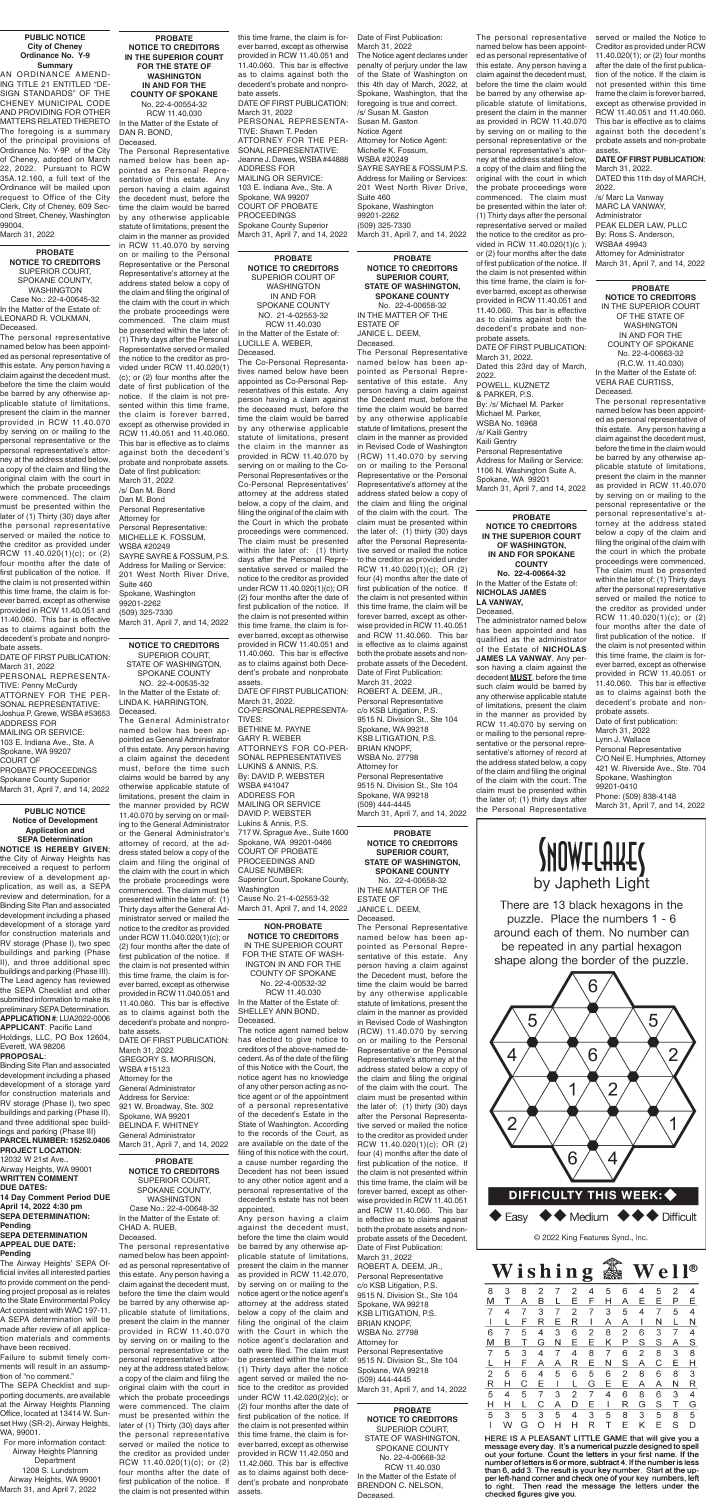**PUBLIC NOTICE**
**City of Cheney**
**Ordinance No. Y-9**
**Summary**

AN ORDINANCE AMENDING TITLE 21 ENTITLED "DESIGN STANDARDS" OF THE CHENEY MUNICIPAL CODE AND PROVIDING FOR OTHER MATTERS RELATED THERETO. The foregoing is a summary of the principal provisions of Ordinance No. Y-9P of the City of Cheney, adopted on March 22, 2022. Pursuant to RCW 35A.12.160, a full text of the Ordinance will be mailed upon request to Office of the City Clerk, City of Cheney, 609 Second Street, Cheney, Washington 99004.

March 31, 2022

**PROBATE**
**NOTICE TO CREDITORS**
SUPERIOR COURT, SPOKANE COUNTY, WASHINGTON
Case No.: 22-4-00645-32
In the Matter of the Estate of: LEONARD R. VOLKMAN, Deceased.

The personal representative named below has been appointed as personal representative of this estate. Any person having a claim against the decedent must, before the time the claim would be barred by any otherwise applicable statute of limitations, present the claim in the manner as provided in RCW 11.40.070 by serving on or mailing to the personal representative or the personal representative's attorney at the address stated below, a copy of the claim and filing the original claim with the court in which the probate proceedings were commenced. The claim must be presented within the later of (1) Thirty (30) days after the personal representative served or mailed the notice to the creditor as provided under RCW 11.40.020(1)(c); or (2) four months after the date of first publication of the notice. If the claim is not presented within this time frame, the claim is forever barred, except as otherwise provided in RCW 11.40.051 and 11.40.060. This bar is effective as to claims against both the decedent's probate and nonprobate assets.

DATE OF FIRST PUBLICATION: March 31, 2022
PERSONAL REPRESENTATIVE: Penny McCurdy
ATTORNEY FOR THE PERSONAL REPRESENTATIVE: Joshua P. Grewe, WSBA #53653
ADDRESS FOR MAILING OR SERVICE: 103 E. Indiana Ave., Ste. A Spokane, WA 99207
COURT OF PROBATE PROCEEDINGS Spokane County Superior
March 31, April 7, and 14, 2022

**PUBLIC NOTICE**
**Notice of Development Application and SEPA Determination**

**NOTICE IS HEREBY GIVEN:** the City of Airway Heights has received a request to perform review of a development application, as well as, a SEPA review and determination, for a Binding Site Plan and associated development including a phased development of a storage yard for construction materials and RV storage (Phase I), two spec buildings and parking (Phase II), and three additional spec buildings and parking (Phase III). The Lead agency has reviewed the SEPA Checklist and other submitted information to make its preliminary SEPA Determination.
**APPLICATION #:** LUA2022-0006
**APPLICANT:** Pacific Land Holdings, LLC, PO Box 12604, Everett, WA 98206
**PROPOSAL:**
Binding Site Plan and associated development including a phased development of a storage yard for construction materials and RV storage (Phase I), two spec buildings and parking (Phase II), and three additional spec buildings and parking (Phase III)
**PARCEL NUMBER: 15252.0406**
**PROJECT LOCATION:**
12032 W 21st Ave., Airway Heights, WA 99001
**WRITTEN COMMENT DUE DATES:**
**14 Day Comment Period DUE April 14, 2022 4:30 pm**
**SEPA DETERMINATION: Pending**
**SEPA DETERMINATION APPEAL DUE DATE: Pending**

The Airway Heights' SEPA Official invites all interested parties to provide comment on the pending project proposal as is relates to the State Environmental Policy Act consistent with WAC 197-11. A SEPA determination will be made after review of all application materials and comments have been received.

Failure to submit timely comments will result in an assumption of "no comment."

The SEPA Checklist and supporting documents, are available at the Airway Heights Planning Office, located at 13414 W. Sunset Hwy (SR-2), Airway Heights, WA, 99001.

For more information contact:
Airway Heights Planning Department
1208 S. Lundstrom
Airway Heights, WA 99001
March 31, and April 7, 2022

**PROBATE**
**NOTICE TO CREDITORS**
**IN THE SUPERIOR COURT FOR THE STATE OF WASHINGTON IN AND FOR THE COUNTY OF SPOKANE**
No. 22-4-00554-32
RCW 11.40.030
In the Matter of the Estate of DAN R. BOND, Deceased.

The Personal Representative named below has been appointed as Personal Representative of this estate. Any person having a claim against the decedent must, before the time the claim would be barred by any otherwise applicable statute of limitations, present the claim in the manner as provided in RCW 11.40.070 by serving on or mailing to the Personal Representative or the Personal Representative's attorney at the address stated below a copy of the claim and filing the original of the claim with the court in which the probate proceedings were commenced. The claim must be presented within the later of: (1) Thirty days after the Personal Representative served or mailed the notice to the creditor as provided under RCW 11.40.020(1)(c); or (2) four months after the date of first publication of the notice. If the claim is not presented within this time frame, the claim is forever barred, except as otherwise provided in RCW 11.40.051 and 11.40.060. This bar is effective as to claims against both the decedent's probate and nonprobate assets.
Date of first publication: March 31, 2022
/s/ Dan M. Bond
Dan M. Bond
Personal Representative
Attorney for Personal Representative:
MICHELLE K. FOSSUM, WSBA #20249
SAYRE SAYRE & FOSSUM, P.S.
Address for Mailing or Service: 201 West North River Drive, Suite 460
Spokane, Washington 99201-2262
(509) 325-7330
March 31, April 7, and 14, 2022

**NOTICE TO CREDITORS**
SUPERIOR COURT, STATE OF WASHINGTON, SPOKANE COUNTY
NO. 22-4-00535-32
In the Matter of the Estate of: LINDA K. HARRINGTON, Deceased.

The General Administrator named below has been appointed as General Administrator of this estate. Any person having a claim against the decedent must, before the time such claims would be barred by any otherwise applicable statute of limitations, present the claim in the manner provided by RCW 11.40.070 by serving on or mailing to the General Administrator or the General Administrator's attorney of record, at the address stated below a copy of the claim and filing the original of the claim with the court in which the probate proceedings were commenced. The claim must be presented within the later of: (1) Thirty days after the General Administrator served or mailed the notice to the creditor as provided under RCW 11.40.020(1)(c); or (2) four months after the date of first publication of the notice. If the claim is not presented within this time frame, the claim is forever barred, except as otherwise provided in RCW 11.40.051 and 11.40.060. This bar is effective as to claims against both the decedent's probate and nonprobate assets.
DATE OF FIRST PUBLICATION: March 31, 2022
GREGORY S. MORRISON, WSBA #15123
Attorney for the General Administrator
Address for Service: 921 W. Broadway, Ste. 302 Spokane, WA 99201
BELINDA F. WHITNEY
General Administrator
March 31, April 7, and 14, 2022

**PROBATE**
**NOTICE TO CREDITORS**
SUPERIOR COURT, SPOKANE COUNTY, WASHINGTON
Case No.: 22-4-00648-32
In the Matter of the Estate of: CHAD A. RUEB, Deceased.

The personal representative named below has been appointed as personal representative of this estate. Any person having a claim against the decedent must, before the time the claim would be barred by any otherwise applicable statute of limitations, present the claim in the manner provided in RCW 11.40.070 by serving on or mailing to the personal representative or the personal representative's attorney at the address stated below, a copy of the claim and filing the original claim with the court in which the probate proceedings were commenced. The claim must be presented within the later of (1) Thirty (30) days after the personal representative served or mailed the notice to the creditor as provided under RCW 11.40.020(1)(c); or (2) four months after the date of first publication of the notice. If the claim is not presented within this time frame, the claim is forever barred, except as otherwise provided in RCW 11.40.051 and 11.40.060. This bar is effective as to claims against both the decedent's probate and nonprobate assets.
DATE OF FIRST PUBLICATION: March 31, 2022
PERSONAL REPRESENTATIVE: Shawn T. Peden
ATTORNEY FOR THE PERSONAL REPRESENTATIVE: Jeanne J. Dawes, WSBA #44888
ADDRESS FOR MAILING OR SERVICE: 103 E. Indiana Ave., Ste. A Spokane, WA 99207
COURT OF PROBATE PROCEEDINGS Spokane County Superior
March 31, April 7, and 14, 2022

**PROBATE**
**NOTICE TO CREDITORS**
SUPERIOR COURT OF WASHINGTON IN AND FOR SPOKANE COUNTY
NO. 21-4-02553-32
RCW 11.40.030
In the Matter of the Estate of: LUCILLE A. WEBER, Deceased.

The Co-Personal Representatives named below have been appointed as Co-Personal Representatives of this estate. Any person having a claim against the deceased must, before the time the claim would be barred by any otherwise applicable statute of limitations, present the claim in the manner as provided in RCW 11.40.070 by serving on or mailing to the Co-Personal Representatives or the Co-Personal Representatives' attorneys at the address stated below, a copy of the claim, and filing the original of the claim with the Court in which the probate proceedings were commenced. The claim must be presented within the later of: (1) thirty days after the Co-Personal Representative served or mailed the notice to the creditor as provided under RCW 11.40.020(1)(c); OR (2) four months after the date of first publication of the notice. If the claim is not presented within this time frame, the claim is forever barred, except as otherwise provided in RCW 11.40.051 and 11.40.060. This bar is effective as to claims against both the Decedent's probate and nonprobate assets.
DATE OF FIRST PUBLICATION: March 31, 2022.
CO-PERSONAL REPRESENTATIVES:
BETHINE M. PAYNE
GARY R. WEBER
ATTORNEYS FOR CO-PERSONAL REPRESENTATIVES
LUKINS & ANNIS, P.S.
By: DAVID P. WEBSTER WSBA #41047
ADDRESS FOR MAILING OR SERVICE
DAVID P. WEBSTER
Lukins & Annis, P.S.
717 W. Sprague Ave., Suite 1600
Spokane, WA 99201-0466
COURT OF PROBATE PROCEEDINGS AND CAUSE NUMBER:
Superior Court, Spokane County, Washington
Cause No. 21-4-02553-32
March 31, April 7, and 14, 2022

**NON-PROBATE NOTICE TO CREDITORS**
IN THE SUPERIOR COURT FOR THE STATE OF WASHINGTON IN AND FOR THE COUNTY OF SPOKANE
No. 22-4-00532-32
RCW 11.42.030
In the Matter of the Estate of: SHELLEY ANN BOND, Deceased.

The notice agent named below has elected to give notice to creditors of the above-named decedent. As of the date of the filing of this Notice with the Court, the notice agent has no knowledge of any other person acting as notice agent or of the appointment of a personal representative of the decedent's Estate in the State of Washington. According to the records of the Court, as are available on the date of the filing of this notice with the court, a cause number regarding the Decedent has not been issued to any other notice agent and a personal representative of the decedent's estate has not been appointed.

Any person having a claim against the decedent must, before the time the claim would be barred by any otherwise applicable statute of limitations, present the claim in the manner as provided in RCW 11.42.070, by serving on or mailing to the notice agent or the notice agent's attorney at the address stated below a copy of the claim and filing the original of the claim with the Court in which the notice agent's declaration and oath were filed. The claim must be presented within the later of: (1) Thirty days after the notice agent served or mailed the notice to the creditor as provided under RCW 11.42.020(2)(c); or (2) four months after the date of first publication of the notice. If the claim is not presented within this time frame, the claim is forever barred, except as otherwise provided in RCW 11.42.050 and 11.42.060. This bar is effective as to claims against both the decedent's probate and nonprobate assets.
Date of First Publication: March 31, 2022

The Notice agent declares under penalty of perjury under the law of the State of Washington on this 4th day of March, 2022, at Spokane, Washington, that the foregoing is true and correct.
/s/ Susan M. Gaston
Susan M. Gaston
Notice Agent
Attorney for Notice Agent:
Michelle K. Fossum, WSBA #20249
SAYRE SAYRE & FOSSUM P.S.
Address for Mailing or Services: 201 West North River Drive, Suite 460
Spokane, Washington 99201-2262
(509) 325-7330
March 31, April 7, and 14, 2022

**PROBATE**
**NOTICE TO CREDITORS**
**SUPERIOR COURT, STATE OF WASHINGTON, SPOKANE COUNTY**
No. 22-4-00658-32
IN THE MATTER OF THE ESTATE OF JANICE L. DEEM, Deceased.

The Personal Representative named below has been appointed as Personal Representative of this estate. Any person having a claim against the Decedent must, before the time the claim would be barred by any otherwise applicable statute of limitations, present the claim in the manner as provided in Revised Code of Washington (RCW) 11.40.070 by serving on or mailing to the Personal Representative or the Personal Representative's attorney at the address stated below a copy of the claim and filing the original of the claim with the court. The claim must be presented within the later of: (1) thirty (30) days after the Personal Representative served or mailed the notice to the creditor as provided under RCW 11.40.020(1)(c); OR (2) four (4) months after the date of first publication of the notice. If the claim is not presented within this time frame, the claim will be forever barred, except as otherwise provided in RCW 11.40.051 and RCW 11.40.060. This bar is effective as to claims against both the probate assets and nonprobate assets of the Decedent.
Date of First Publication: March 31, 2022
ROBERT A. DEEM, JR., Personal Representative
c/o KSB Litigation, P.S.
9515 N. Division St., Ste 104
Spokane, WA 99218
KSB LITIGATION, P.S.
BRIAN KNOPF, WSBA No. 27798
Attorney for Personal Representative
9515 N. Division St., Ste 104
Spokane, WA 99218
(509) 444-4445
March 31, April 7, and 14, 2022

**PROBATE**
**NOTICE TO CREDITORS**
**SUPERIOR COURT, STATE OF WASHINGTON, SPOKANE COUNTY**
No. 22-4-00658-32
IN THE MATTER OF THE ESTATE OF JANICE L. DEEM, Deceased.

The Personal Representative named below has been appointed as Personal Representative of this estate. Any person having a claim against the Decedent must, before the time the claim would be barred by any otherwise applicable statute of limitations, present the claim in the manner as provided in Revised Code of Washington (RCW) 11.40.070 by serving on or mailing to the Personal Representative or the Personal Representative's attorney at the address stated below a copy of the claim and filing the original of the claim with the court. The claim must be presented within the later of: (1) thirty (30) days after the Personal Representative served or mailed the notice to the creditor as provided under RCW 11.40.020(1)(c); OR (2) four (4) months after the date of first publication of the notice. If the claim is not presented within this time frame, the claim will be forever barred, except as otherwise provided in RCW 11.40.051 and RCW 11.40.060. This bar is effective as to claims against both the probate assets and nonprobate assets of the Decedent.
Date of First Publication: March 31, 2022
ROBERT A. DEEM, JR., Personal Representative
c/o KSB Litigation, P.S.
9515 N. Division St., Ste 104
Spokane, WA 99218
KSB LITIGATION, P.S.
BRIAN KNOPF, WSBA No. 27798
Attorney for Personal Representative
9515 N. Division St., Ste 104
Spokane, WA 99218
(509) 444-4445
March 31, April 7, and 14, 2022

**PROBATE**
**NOTICE TO CREDITORS**
SUPERIOR COURT, STATE OF WASHINGTON, SPOKANE COUNTY
No. 22-4-00668-32
RCW 11.40.030
In the Matter of the Estate of BRENDON C. NELSON, Deceased.

The personal representative named below has been appointed as personal representative of this estate. Any person having a claim against the decedent must, before the time the claim would be barred by any otherwise applicable statute of limitations, present the claim in the manner as provided in RCW 11.40.070 by serving on or mailing to the personal representative or the personal representative's attorney at the address stated below, a copy of the claim and filing the original with the court in which the probate proceedings were commenced. The claim must be presented within the later of: (1) Thirty days after the personal representative served or mailed the notice to the creditor as provided in RCW 11.40.020(1)(c); or (2) four months after the date of first publication of the notice. If the claim is not presented within this time frame, the claim is forever barred, except as otherwise provided in RCW 11.40.051 and 11.40.060. This bar is effective as to claims against both the decedent's probate and non-probate assets.
DATE OF FIRST PUBLICATION: March 31, 2022.
Dated this 23rd day of March, 2022.
POWELL, KUZNETZ & PARKER, P.S.
By: /s/ Michael M. Parker
Michael M. Parker, WSBA No. 16968
/s/ Kaili Gentry
Kaili Gentry
Personal Representative
Address for Mailing or Service: 1106 N. Washington Suite A, Spokane, WA 99201
March 31, April 7, and 14, 2022

**PROBATE**
**NOTICE TO CREDITORS**
**IN THE SUPERIOR COURT OF WASHINGTON, IN AND FOR SPOKANE COUNTY**
**No. 22-4-00664-32**
In the Matter of the Estate of: **NICHOLAS JAMES LA VANWAY,** Deceased.

The administrator named below has been appointed and has qualified as the administrator of the Estate of **NICHOLAS JAMES LA VANWAY**. Any person having a claim against the decedent **MUST**, before the time such claim would be barred by any otherwise applicable statute of limitations, present the claim in the manner as provided by RCW 11.40.070 by serving on or mailing to the personal representative or the personal representative's attorney of record at the address stated below, a copy of the claim and filing the original of the claim with the court. The claim must be presented within the later of; (1) thirty days after the Personal Representative served or mailed the Notice to Creditor as provided under RCW 11.40.020(1); or (2) four months after the date of the first publication of the notice. If the claim is not presented within the time frame the claim is forever barred, except as otherwise provided in RCW 11.40.051 and 11.40.060. This bar is effective as to claims against both the decedent's probate and non-probate assets.
**DATE OF FIRST PUBLICATION:** March 31, 2022.
DATED this 11th day of MARCH, 2022.
/s/ Marc La Vanway
MARC LA VANWAY, Administrator
PEAK ELDER LAW, PLLC
By: Ross S. Anderson, WSBA# 49943
Attorney for Administrator
March 31, April 7, and 14, 2022

**PROBATE**
**NOTICE TO CREDITORS**
IN THE SUPERIOR COURT OF THE STATE OF WASHINGTON IN AND FOR THE COUNTY OF SPOKANE
No. 22-4-00663-32
(R.C.W. 11.40.030)
In the Matter of the Estate of: VERA RAE CURTISS, Deceased.

The personal representative named below has been appointed as personal representative of this estate. Any person having a claim against the decedent must, before the time in the claim would be barred by any otherwise applicable statute of limitations, present the claim in the manner as provided in RCW 11.40.070 by serving on or mailing to the personal representative or the personal representative's attorney at the address stated below a copy of the claim and filing the original of the claim with the court in which the probate proceedings were commenced. The claim must be presented within the later of: (1) Thirty days after the personal representative served or mailed the notice to the creditor as provided under RCW 11.40.020(1)(c); or (2) four months after the date of first publication of the notice. If the claim is not presented within this time frame, the claim is forever barred, except as otherwise provided in RCW 11.40.051 or 11.40.060. This bar is effective as to claims against both the decedent's probate and nonprobate assets.
Date of first publication: March 31, 2022
Lynn J. Wallace
Personal Representative
C/O Neil E. Humphries, Attorney
421 W. Riverside Ave., Ste. 704
Spokane, Washington 99201-0410
Phone: (509) 838-4148
March 31, April 7, and 14, 2022

**SNOWFLAKES**
by Japheth Light

There are 13 black hexagons in the puzzle. Place the numbers 1 - 6 around each of them. No number can be repeated in any partial hexagon shape along the border of the puzzle.

DIFFICULTY THIS WEEK: ◆
◆ Easy ◆◆ Medium ◆◆◆ Difficult

© 2022 King Features Synd., Inc.

**Wishing Well®**

| 8 | 3 | 8 | 2 | 7 | 2 | 4 | 5 | 6 | 4 | 5 | 2 | 4 |
|---|---|---|---|---|---|---|---|---|---|---|---|---|
| M | T | A | B | L | E | H | A | E | E | P | E |  |
| 7 | 4 | 7 | 3 | 7 | 2 | 7 | 3 | 5 | 4 | 7 | 5 | 4 |
| I | L | F | R | E | R | I | A | A | I | N | L | N |
| 6 | 7 | 5 | 4 | 3 | 6 | 2 | 8 | 2 | 6 | 3 | 7 | 4 |
| M | B | T | G | N | E | E | K | P | S | S | A | S |
| 7 | 5 | 3 | 4 | 7 | 4 | 8 | 7 | 6 | 2 | 8 | 3 | 8 |
| L | H | F | A | A | R | E | N | S | A | C | E | H |
| 2 | 6 | 6 | 4 | 5 | 6 | 5 | 6 | 2 | 8 | 6 | 8 | 3 |
| R | H | C | E | I | L | G | E | E | A | A | N | R |
| 5 | 4 | 5 | 7 | 3 | 2 | 7 | 4 | 6 | 8 | 6 | 3 | 4 |
| H | H | L | C | A | D | E | I | R | G | S | T | G |
| 5 | 3 | 5 | 3 | 5 | 4 | 3 | 5 | 8 | 3 | 5 | 8 | 5 |
| I | W | G | O | H | H | R | T | E | K | E | S | D |

HERE IS A PLEASANT LITTLE GAME that will give you a message every day. It's a numerical puzzle designed to spell out your fortune. Count the letters in your first name. If the number of letters is 6 or more, subtract 4. If the number is less than 6, add 3. The result is your key number. Start at the upper left-hand corner and check one of your key numbers, left to right. Then read the message the letters under the checked figures give you.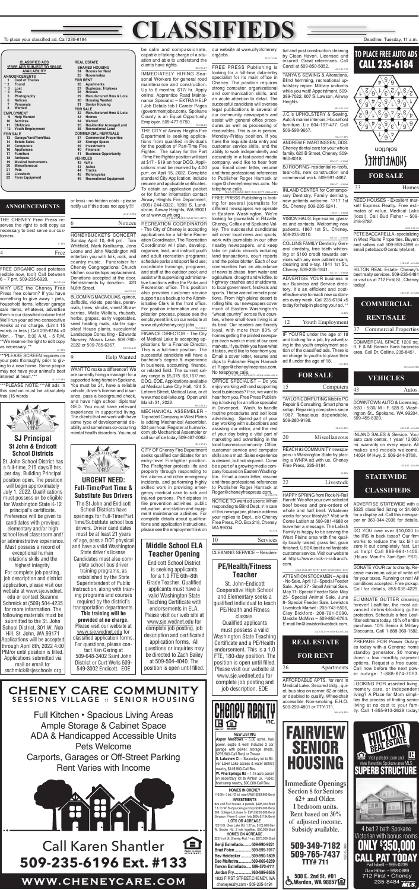# CLASSIFIEDS

To place your classified ad: Call 235-6184

Deadline: Tuesday, 11 a.m.

## CLASSIFIED ADS
**\*FREE ADS SUBJECT TO SPACE AVAILABILITY**

**ANNOUNCEMENTS**
1 Card of Thanks
\* 2 Found
\* 3 Lost
\* 4 Free
5 Photography
6 Notices
7 Personals
8 Wanted

**EMPLOYMENT**
9 Help Wanted
10 Services
11 Childcare
\* 12 Youth Employment

**FOR SALE**
13 Garage/Yard/Rum/Baz.
14 Estate Sales
15 Computers
16 Appliances
17 Furniture
18 Antiques
19 Musical Instruments
20 Miscellaneous
21 Pets
22 Livestock
23 Farm Equipment

**REAL ESTATE**

**SHARED HOUSING**
24 Rooms for Rent
25 Roommates

**FOR RENT**
26 Apartments
27 Duplexes, Triplexes
28 Houses
29 Manufactured Hms & Lots
30 Housing Wanted
31 Senior Housing

**FOR SALE**
32 Manufactured Hms & Lots
33 Homes
34 Wanted
35 Residential Acreage/Land
36 Recreational Land

**COMMERCIAL RENT/SALE**
37 Commercial Properties
38 Storage Space
39 Investments
40 Financial
41 Business Opportunity

**VEHICLES**
42 4x4's
43 Autos
44 Trucks
45 Motorcycles
46 Recreational Equipment

## ANNOUNCEMENTS

THE CHENEY Free Press reserves the right to edit copy as necessary to best serve our customers.

C-TFN

### 4 Free

FREE ORGANIC seed potatoes (edible now, too!) Call between 6 – 7 pm. 509-235-6920.

4C-3/31-4/8

WHY USE the Cheney Free Press free column? If you have something to give away - pets, household items, leftover garage sale items, whatever, advertise them in our classified column free! We'll run your ad two consecutive weeks at no charge. (Limit 15 words or less.) Call 235-6184 x0 Mon. - Thur., 8:30 A.M. - 5 P.M. \*\*We reserve the right to edit copy as necessary. \*\*

4C-TFN

\*\*\*PLEASE SCREEN inquiries on your pets thoroughly prior to giving to a new home. Some people may not have your animal's best interest at heart.\*\*\*

4C-2/25-TFN

\*\*\*PLEASE NOTE:\*\*\*All ads in this section must be absolutely free (15 words or less) - no hidden costs - please notify us if this does not apply!!!!

4C-6/11-TFN

### 6 Notices

HONEYBUCKETS CONCERT Sunday April 10, 6-8 pm. Tom Whitfield, Mark Kreilkamp, Jeno Leone and John Waddington will entertain you with folk, rock, and country music. Fundraiser for Cheney Congregational Church kitchen countertops replacement. Donations accepted at the door. Refreshments by donation. 423 N.6th Street.

6BC-3/31-4/7

BLOOMING MAGNOLIAS, quince, daffodils, violets, peonies, perennials, trees, shrubs, vines! Strawberries, Walla Walla's, rhubarb, herbs, grapes, early vegetables, seed heating mats, starter supplies! House plants, succulents! Landscape Consulting - Edwards Nursery, Moses Lake. 509-760-2222 or 509-765-6367.

6NC-3/24-4/14

### 9 Help Wanted

WANT TO make a difference? We are currently hiring a manager for a supported living home in Spokane. You must be 21, have a reliable vehicle, driver's license and insurance, pass a background check, and have high school diploma/GED. You must have relevant experience in supported living. The clients that we work with have some type of developmental disability and sometimes co-occurring mental health disorders. You must be calm and compassionate, capable of taking charge of a situation and able to understand the clients have rights.

9SC-3/31-4/7

IMMEDIATELY HIRING Seasonal Workers for general road maintenance and construction. Up to 6 months; $17/ hr. Apply online: Apprentice Road Maintenance Specialist – EXTRA HELP | Job Details tab | Career Pages (governmentjobs.com). Spokane County is an Equal Opportunity Employer. 509-477-5750.

9SC-3/31-4/7

THE CITY of Airway Heights Fire Department is seeking applications from qualified individuals for the position of Part-Time Fire Fighter. The salary for the Part-Time Fire Fighter position will start at $17 - $19 an hour DOQ. Applications must be received by 4:00 p.m. on April 15, 2022. Complete standard City Application; include resume and applicable certificates. To obtain an application packet or for further information contact Airway Heights Fire Department, (509) 244-3322, 1208 S. Lundstrom, Airway Heights, WA 99001 or at www.cawh.org

9SC-3/24-4/7

RECREATION COORDINATOR - The City of Cheney is accepting applications for a full-time Recreation Coordinator. The Recreation Coordinator will plan, develop, organize, lead, and instruct youth and adult recreation programs; schedule parks and sport field use; coordinate trainings, programs, and staff at the outdoor pool; and assist with supervising administrative functions within the Parks and Recreation office. This position also provides customer service support as a backup to the Administrative Clerk in the front office. For position information and application process, please see the employment link on our website at www.cityofcheney.org/ jobs.

9C-3/24-4/7

FINANCE DIRECTOR - The City of Medical Lake is accepting applications for a Finance Director. This is a full-time position. The successful candidate will have a bachelor's degree & experience in business, accounting, finance, or related field. The current salary range is $5,075 -$6,167/ mo. DOQ, EOE. Applications available at Medical Lake City Hall, 124 S. Lefevre Street, Medical Lake, or at www.medical-lake.org. Open until March 31, 2022.

9SC-3/24-4/7

MECHANICAL ASSEMBLER - Top-rated Company in West Plains is adding Mechanical Assembler. $24 per hour. Register at humanix.com job Mechanical Assembler or call our office today 509-467-0062.

9SC-3/17-4/7

CITY OF Cheney Fire Department seeks qualified candidates for an entry-level Firefighter position. The Firefighter protects life and property through responding to fire alarms and other emergency incidents, and performing highly skilled work in providing emergency medical care to sick and injured persons. Participates in fire prevention activities, public education, and station and equipment maintenance activities. For complete details about qualifications and application instructions, please see the employment link on our website at www.cityofcheney.org/jobs.

9C-3/17-4/14

FREE PRESS Publishing is looking for a full-time data-entry specialist for its main office in Cheney. The position requires strong computer, organizational and communication skills, and an acute attention to detail. The successful candidate will oversee legal publications in several of our community newspapers and assist with general office procedures as well as processing of receivables. This is an in-person, Monday-Friday position. If you have the requisite data entry and customer service skills, and the ability to work independently and accurately in a fast-paced media company, we'd like to hear from you. Email cover letter, resume and three professional references to Publisher Roger Harnack at roger@cheneyfreepress.com. No telephone calls.

9C-3/3-TFN-9CHB-9DTZ-9FCG-9DVP-9DBG-CPG

FREE PRESS Publishing is looking for several journalists for different newspapers we operate in Eastern Washington. We're looking for journalists in Ritzville, Cheney, Colfax and Spokane Valley. The successful candidates will cover local news and sports, work with journalists in our other nearby newspapers, and keep tabs on public records including land transactions, court reports and the police blotter. Each of our communities has an abundance of news to chase, from water and agriculture, drought and wildfire, to highway crashes and shutdowns, to local government, festivals and sports. These are not remote positions. From high plains desert to rolling hills, our newspapers cover much of Eastern Washington's "wheat country" across five counties, where small-town living is at its best. Our readers are fiercely loyal, with more than 80% of homes getting the printed newspaper each week in most of our core markets. If you think you have what it takes, we'd like to hear from you. Email a cover letter, resume and clips to Publisher Roger Harnack at Roger@cheneyfreepress.com. No telephone calls.

9C-3/10-TFN-9DVP-9RTZ-9CHB-9DBG-9FCG

OFFICE SPECIALIST – Do you enjoy working with and supporting local businesses? If so, we want to hear from you. Free Press Publishing is looking for an office specialist in Davenport, Wash. to handle routine procedures and sell local advertising. Spend part of your day working with subscribers and assisting our editor, and the rest of your day being a vital part of marketing and advertising in the local business community. Office, customer service and computer skills are a must. Sales experience is desired, but not required. Come be a part of a growing media company focused on Eastern Washington. Email a cover letter, resume and three professional references to Publisher Roger Harnack at Roger@cheneyfreepress.com.

9C-3/10-TFN

NOTICE TO want ad users: When responding to Blind Dept. # in care of this newspaper, please address your replies to Dept., c/o Cheney Free Press, P.O. Box 218, Cheney, WA 99004.

9C-TFN

### 10 Services

CLEANING SERVICE – Residential and post construction cleaning by Clean Haven. Licensed and insured. Great references. Call Candi at 509-850-5052.

10C-3/31-5/19

TANYA'S SEWING & Alterations. Blind hemming, recreational upholstery repair. Military uniforms while you wait! Appointment, 509-389-7022. 607 S. Lawson, Airway Heights.

10BG-3/31-4/21

J.C.'s UPHOLSTERY & Sewing. Auto & marine interiors. Household furniture. Lic 604-197-477. Call 509-598-9667.

10C-3/17-TFN

ANDREW F. MARTINSSEN, DDS. Cheney dental care for your whole family. 625 B Street, Cheney. 509-960-6018.

10CA-5/17 - 6/30/AB

BJ ROOFING- residential re-roofs, tear-offs, new construction and commercial work. 509-991-4667.

10B-5/17 - 6/30/AB

INLAND CENTER for Contemporary Dentistry. Family dentistry, new patients welcome. 1717 1st St., Cheney. 509-235-6241.

10D-5/17 - 6/30/AB

VISION HAUS. Eye exams, glasses and contacts. Welcoming new patients. 1867 1st St., Cheney. 509-235-2010.

10C-5/17 - 6/30/AB

COLLINS FAMILY Dentistry. General dentistry, free teeth whitening or $100 credit towards services with any new patient exam, cleaning and x-ray. 1841 1st St., Cheney. 509-235-1841.

10C-5/17 - 6/30/AB

ADVERTISE YOUR business in our Business and Service directory. It's an efficient and cost-effective way to reach new customers every week. Call 235-6184 x5 today for help in placing your ad. \*\*

10-TFN

### 12 Youth Employment

IF YOU'RE under the age of 18 and looking for a job, try advertising in the youth employment section of the classified ads. There is no charge to youths to place their ad if under the age of 18.

12C-TFN

## FOR SALE

### 15 Computers

TAYLOR COMPUTING Mobile PC Repair & Consulting. Smart phone setup. Repairing computers since 1987. Tenacious, dependable. 509-280-9198.

15C-6/21-TFN

### 20 Miscellaneous

REACH 93 COMMUNITY newspapers in Washington State by placing a WNPA ad with us. Cheney Free Press, 235-6184.

20-TFN

### 22 Livestock

HAPPY SPRING from Rock-N-Rail Ranch! We offer your own selected beef boxes and pre-orders of whole and half beef. Whatever works for your lifestyle? Visit with Coree Labish at 509-981-4688 or leave her a message. The Labish Family is happy to be serving the West Plains area with fine quality locally raised, grass fed, grain finished, USDA beef and fantastic customer service. Visit our website at https://www.rock-n-railranch.com.

22C-2/17-TFN-42VPT-92TZ-42VDB-42BG-9FCG

ATTENTION STOCKMEN – April 6 - No Sale. April 13 - Special Feeder Sale. April 27 - Small Animal Sale. May 11 - Special Feeder Sale. May 25- Special Animal Sale. June 8- Special Feeder Sale. Lewiston Livestock Market - 208-743-5506, Clay Bickford- 208-791-5090, Maddie McMinn – 509-850-6764. E-mail lm@lewistonlivestock.com.

22C-3/31-4/7-42VDB-42DG-42BG

## REAL ESTATE

## FOR RENT

### 26 Apartments

AFFORDABLE APTS. for rent in Medical Lake. Secured bldg., quiet, bus stop on corner, 62 or older, or disabled to qualify. Wheelchair accessible. Non-smoking. E.H.O. 509-299-4801 or TTY-711.

26B-6/26-TFN

**TO PLACE FREE AUTO ADS CALL 235-6184**

## FOR SALE

### 33 Homes

NEED HOUSES - Excellent market! Express Realty. Free estimates of value. Medical Lake (local). Call Bud Fisher – 509-218-8787.

33SP-2/15-AB

PETE BACCARELLA- specializing in West Plains Properties. Buyers and sellers call 509-953-4598 or email petebacc@centurytel.net.

33B-2/17 - 6/30/AB

HILTON REAL Estate- Cheney's best realty services. 509-235-8484 or visit us at 712 First St., Cheney today!

33B-2/17 - 6/30/AB

## COMMERCIAL RENT/SALE

### 37 Commercial Properties

COMMERCIAL SPACE 1200 sq. ft. F & M/ Banner Bank business area. Call Dr. Collins, 235-8451.

37C-10/14-TFN

## VEHICLES

### 43 Autos.

DOWNTOWN AUTO & Licensing. 8:30 - 5:30/ M - F. 628 S. Washington St., Spokane, WA 99204. 509-455-8320.

43D-5/17 - 6/30/AB

INLAND SALES & Service. Your auto care center. 1 year/ 12,000 mi. warranty on every repair. All makes and models welcome. 14024 W Hwy. 2. 509-244-3768.

43I-5/17 - 6/30/AB

## STATEWIDE CLASSIFIEDS

ADVERTISE STATEWIDE with a $325 classified listing or $1,600 for a display ad. Call this newspaper or 360-344-2938 for details.

DO YOU owe over $10,000 to the IRS in back taxes? Our firm works to reduce the tax bill or zero it out completely fast. Let us help! Call 888-994-1405. (Hours: Mon-Fri 7am-5pm PST).

DONATE YOUR car to charity. Receive maximum value of write off for your taxes. Running or not! All conditions accepted. Free pickup. Call for details, 855-635-4229.

ELIMINATE GUTTER cleaning forever! LeafFilter, the most advanced debris-blocking gutter protection. Schedule a free LeafFilter estimate today. 15% off entire purchase. 10% Senior & Military Discounts. Call 1-888-360-1582.

PREPARE FOR Power Outages today with a Generac home standby generator. $0 money down + low monthly payment options. Request a free quote. Call now before the next power outage: 1-888-674-7053.

LOOKING FOR assisted living, memory care, or independent living? A Place for Mom simplifies the process of finding senior living at no cost to your family. Call 1-855-913-2628 today!

**SJ Principal**
**St John & Endicott School Districts**

St. John School District has a full-time, 215 days/8 hrs. per day, Building Principal position open. The position will begin approximately July 1, 2022. Qualifications must possess or be eligible for Washington State K-12 principal's certificate. Preference will be given to candidates with previous elementary and/or high school level classroom and/ or administrative experience. Must possess a record of exceptional human relations skills and the highest integrity.

For complete job posting, job description and district application, please visit our website at www.sje.wednet.edu or contact Suzanne Schmick at (509) 504-4235 for more information. The following materials must be submitted to the St. John School District, 301 W. Nob Hill, St. John, WA 99171 Applications will be accepted through April 8th, 2022 4:00 PM/or until position is filled. Applications submitted via mail or email to: sschmick@sjeschools.org

**URGENT NEED: Full-Time/Part Time & Substitute Bus Drivers**

The St John and Endicott School Districts have openings for Full-Time/Part Time/Substitute school bus drivers. Driver candidates must be at least 21 years of age, pass a DOT physical and have a valid Washington State driver's license. Candidates must also complete school bus driver training programs, as established by the State Superintendent of Public Instruction, along with training programs and courses required by the district's transportation departments.

**This training will be provided at no charge.**

Please visit our website at www.sje.wednet.edu for classified application forms. For questions, please contact Ken Gering at 509-648-3402 Saint John District or Curt Wells 509-549-3002 Endicott. EOE

**Middle School ELA Teacher Opening**

Endicott School District is seeking applicants for a 1.0 FTE 6th–8th Grade Teacher. Qualified applicants must have a valid Washington State Teaching Certificate with endorsements in ELA. Please visit our web site at www.sje.wednet.edu for complete job posting, job description and certificated application forms. All questions or inquiries may be directed to Zach Bailey at 509-504-4040. The position is open until filled.

**PE/Health/Fitness Teacher**

St. John-Endicott Cooperative High School and Elementary seeks a qualified individual to teach PE/Health and Fitness classes. Qualified applicants must possess a valid Washington State Teaching Certificate and a PE/Health endorsement. This is a 1.0 FTE, 180-day position. The position is open until filled. Please visit our website at www.sje.wednet.edu for complete job posting and job description. EOE

**Cheney Realty inc.**

**NEW LISTING**
**Aspen Meadows** – 5.60 acres, has power, septic & well! Includes 2 car garage with power, storage sheds. $259,900-Call Benji or Trevan.
**S. Lakeview Ct** – Secondary lot to Silver Lake! Lake access & water district nearby. $149,900-Call Bev.
**W. Pine Springs Rd** – 1.15 acre parcel on secondary lot to Amber Lk. Public boat ramp nearby. $90,000-Call Bev.

**HOMES IN CHENEY**
116 6th - 3 bd, R2 lot, near EWU! $389,900-Benji

**INVESTMENTS**
924 2nd St-2 houses, 4 parcels. $405,000-Brad
7 & 10 "K" St-2 parcels, gen shop, $285,000-Benji
XX College Lot close to EWU. $250,000-Benji
Simpson Pkwy-2 comm lots, $60k-$110k-Benji

**LOTS OR ACREAGE**
12513 S. Clear Lake Rd, 1.27 ac. $125,000-Bev
W. Brooks Rd, 3 lots together, $50,000-Brad

**HOMES ON ACREAGE**
225 Front St. Cheney. 4bd, 1+ ac. $275,000-Brad

**Benji Estrellado.........509-990-9221**
**Brad Foien ...............509-599-1457**
**Bev Heidecker ...........509-990-1805**
**Dee Malhotra.............509-869-8289**
**Trevan Estrellado .......509-570-4111**
**Jordan Fry..................360-589-8565**
1823 FIRST STREET, CHENEY, WA
cheneyrealty.com • 509-235-6191

**CHENEY CARE COMMUNITY**
**SESSIONS VILLAGE :: SENIOR HOUSING**

Full Kitchen • Spacious Living Areas
Ample Storage & Cabinet Space
ADA & Handicapped Accessible Units
Pets Welcome
Carports, Garages or Off-Street Parking
Rent Varies with Income

Call Karen Shantler
**509-235-6196 Ext. #133**
WWW.CHENEYCARE.COM

**FAIRVIEW SENIOR HOUSING**

**Immediate Openings**
Section 8 for Seniors
62+ and Older.
1 bedroom units.
Rent based on 30% of adjusted income.
Subsidy available.

**509-349-7182**
**509-765-7437**
**TTY# 711**

**508 E. 2nd St. #D1 Warden, WA 98857**

**HILTON REAL ESTATE**
Visit patsbell.com and view the entire Spokane area MLS
**SUPERB STRUCTURE**
4 bed 2 bath Spokane Victorian with bonus rooms
**ONLY $350,000**
**CALL PAT TODAY**
Pat Isbell – 995-0239
Dan Hilton – 998-0889
712 First • Cheney
235-8484